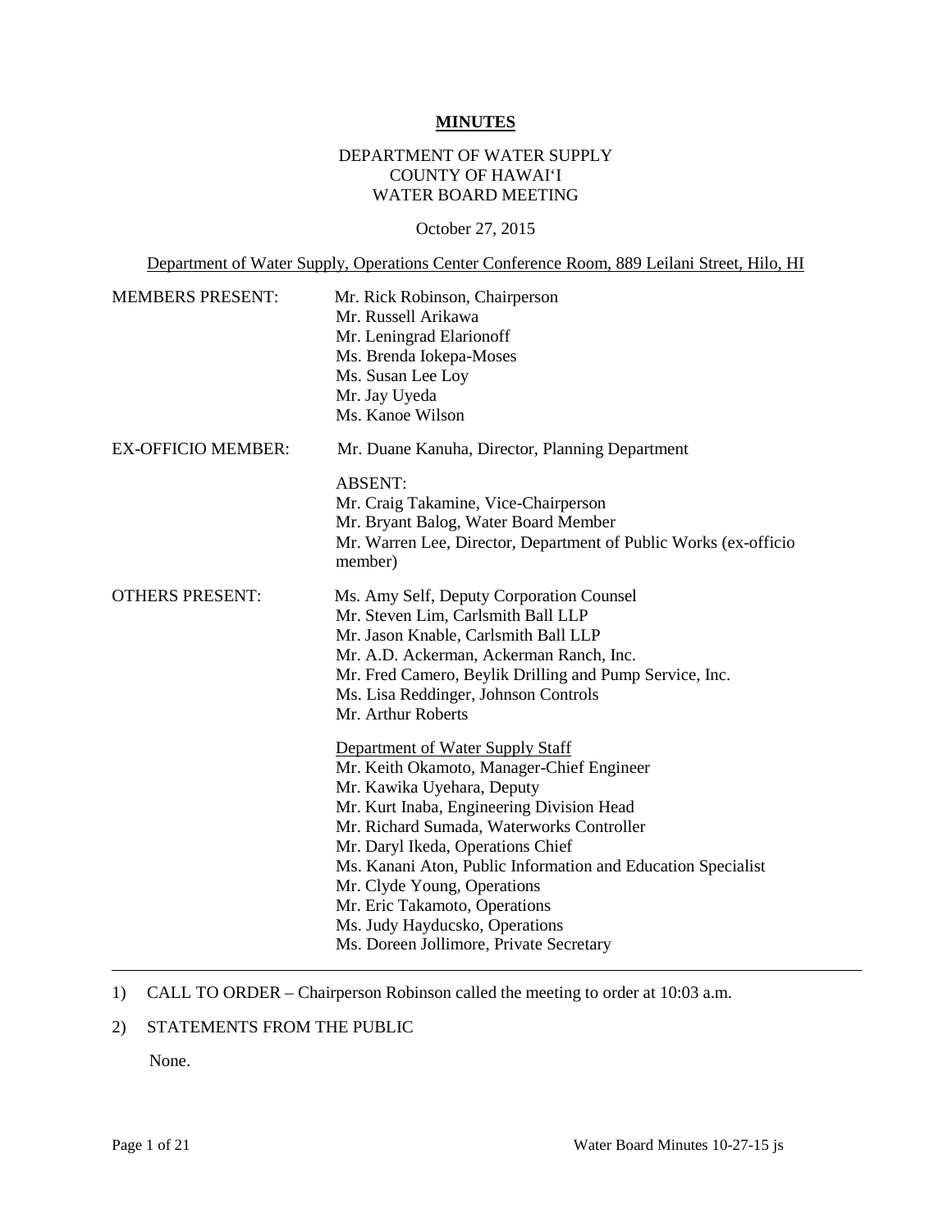# MINUTES

DEPARTMENT OF WATER SUPPLY
COUNTY OF HAWAIʻI
WATER BOARD MEETING

October 27, 2015

Department of Water Supply, Operations Center Conference Room, 889 Leilani Street, Hilo, HI

MEMBERS PRESENT:
Mr. Rick Robinson, Chairperson
Mr. Russell Arikawa
Mr. Leningrad Elarionoff
Ms. Brenda Iokepa-Moses
Ms. Susan Lee Loy
Mr. Jay Uyeda
Ms. Kanoe Wilson

EX-OFFICIO MEMBER:
Mr. Duane Kanuha, Director, Planning Department

ABSENT:
Mr. Craig Takamine, Vice-Chairperson
Mr. Bryant Balog, Water Board Member
Mr. Warren Lee, Director, Department of Public Works (ex-officio member)

OTHERS PRESENT:
Ms. Amy Self, Deputy Corporation Counsel
Mr. Steven Lim, Carlsmith Ball LLP
Mr. Jason Knable, Carlsmith Ball LLP
Mr. A.D. Ackerman, Ackerman Ranch, Inc.
Mr. Fred Camero, Beylik Drilling and Pump Service, Inc.
Ms. Lisa Reddinger, Johnson Controls
Mr. Arthur Roberts

Department of Water Supply Staff
Mr. Keith Okamoto, Manager-Chief Engineer
Mr. Kawika Uyehara, Deputy
Mr. Kurt Inaba, Engineering Division Head
Mr. Richard Sumada, Waterworks Controller
Mr. Daryl Ikeda, Operations Chief
Ms. Kanani Aton, Public Information and Education Specialist
Mr. Clyde Young, Operations
Mr. Eric Takamoto, Operations
Ms. Judy Hayducsko, Operations
Ms. Doreen Jollimore, Private Secretary

---

1) CALL TO ORDER – Chairperson Robinson called the meeting to order at 10:03 a.m.

2) STATEMENTS FROM THE PUBLIC

None.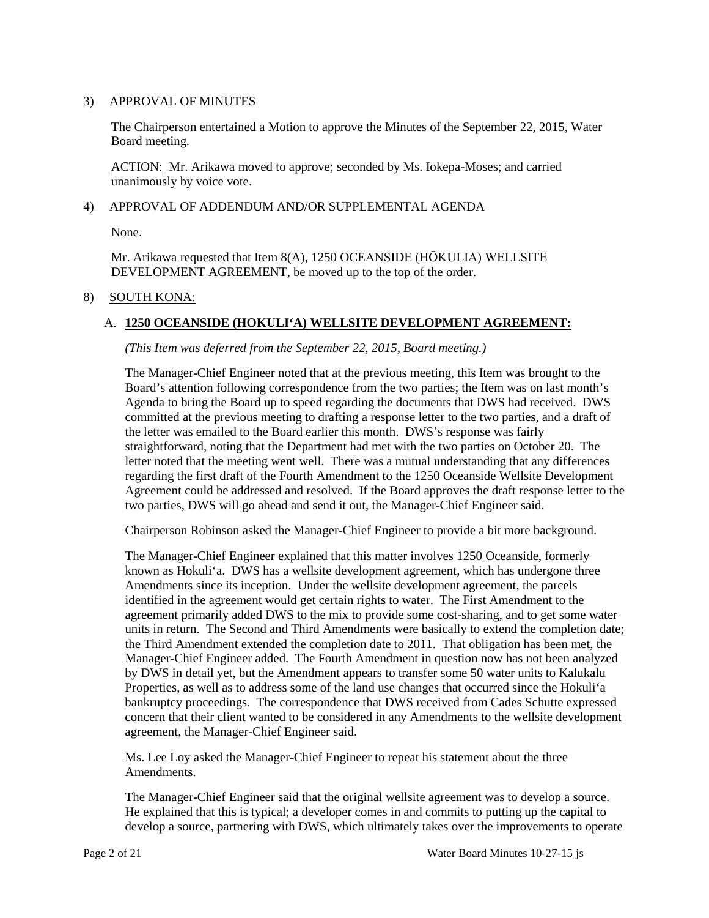3) APPROVAL OF MINUTES

The Chairperson entertained a Motion to approve the Minutes of the September 22, 2015, Water Board meeting.

ACTION: Mr. Arikawa moved to approve; seconded by Ms. Iokepa-Moses; and carried unanimously by voice vote.

4) APPROVAL OF ADDENDUM AND/OR SUPPLEMENTAL AGENDA

None.

Mr. Arikawa requested that Item 8(A), 1250 OCEANSIDE (HŌKULIA) WELLSITE DEVELOPMENT AGREEMENT, be moved up to the top of the order.

8) SOUTH KONA:

A. **1250 OCEANSIDE (HOKULI'A) WELLSITE DEVELOPMENT AGREEMENT:**

*(This Item was deferred from the September 22, 2015, Board meeting.)*

The Manager-Chief Engineer noted that at the previous meeting, this Item was brought to the Board's attention following correspondence from the two parties; the Item was on last month's Agenda to bring the Board up to speed regarding the documents that DWS had received. DWS committed at the previous meeting to drafting a response letter to the two parties, and a draft of the letter was emailed to the Board earlier this month. DWS's response was fairly straightforward, noting that the Department had met with the two parties on October 20. The letter noted that the meeting went well. There was a mutual understanding that any differences regarding the first draft of the Fourth Amendment to the 1250 Oceanside Wellsite Development Agreement could be addressed and resolved. If the Board approves the draft response letter to the two parties, DWS will go ahead and send it out, the Manager-Chief Engineer said.

Chairperson Robinson asked the Manager-Chief Engineer to provide a bit more background.

The Manager-Chief Engineer explained that this matter involves 1250 Oceanside, formerly known as Hokuli'a. DWS has a wellsite development agreement, which has undergone three Amendments since its inception. Under the wellsite development agreement, the parcels identified in the agreement would get certain rights to water. The First Amendment to the agreement primarily added DWS to the mix to provide some cost-sharing, and to get some water units in return. The Second and Third Amendments were basically to extend the completion date; the Third Amendment extended the completion date to 2011. That obligation has been met, the Manager-Chief Engineer added. The Fourth Amendment in question now has not been analyzed by DWS in detail yet, but the Amendment appears to transfer some 50 water units to Kalukalu Properties, as well as to address some of the land use changes that occurred since the Hokuli'a bankruptcy proceedings. The correspondence that DWS received from Cades Schutte expressed concern that their client wanted to be considered in any Amendments to the wellsite development agreement, the Manager-Chief Engineer said.

Ms. Lee Loy asked the Manager-Chief Engineer to repeat his statement about the three Amendments.

The Manager-Chief Engineer said that the original wellsite agreement was to develop a source. He explained that this is typical; a developer comes in and commits to putting up the capital to develop a source, partnering with DWS, which ultimately takes over the improvements to operate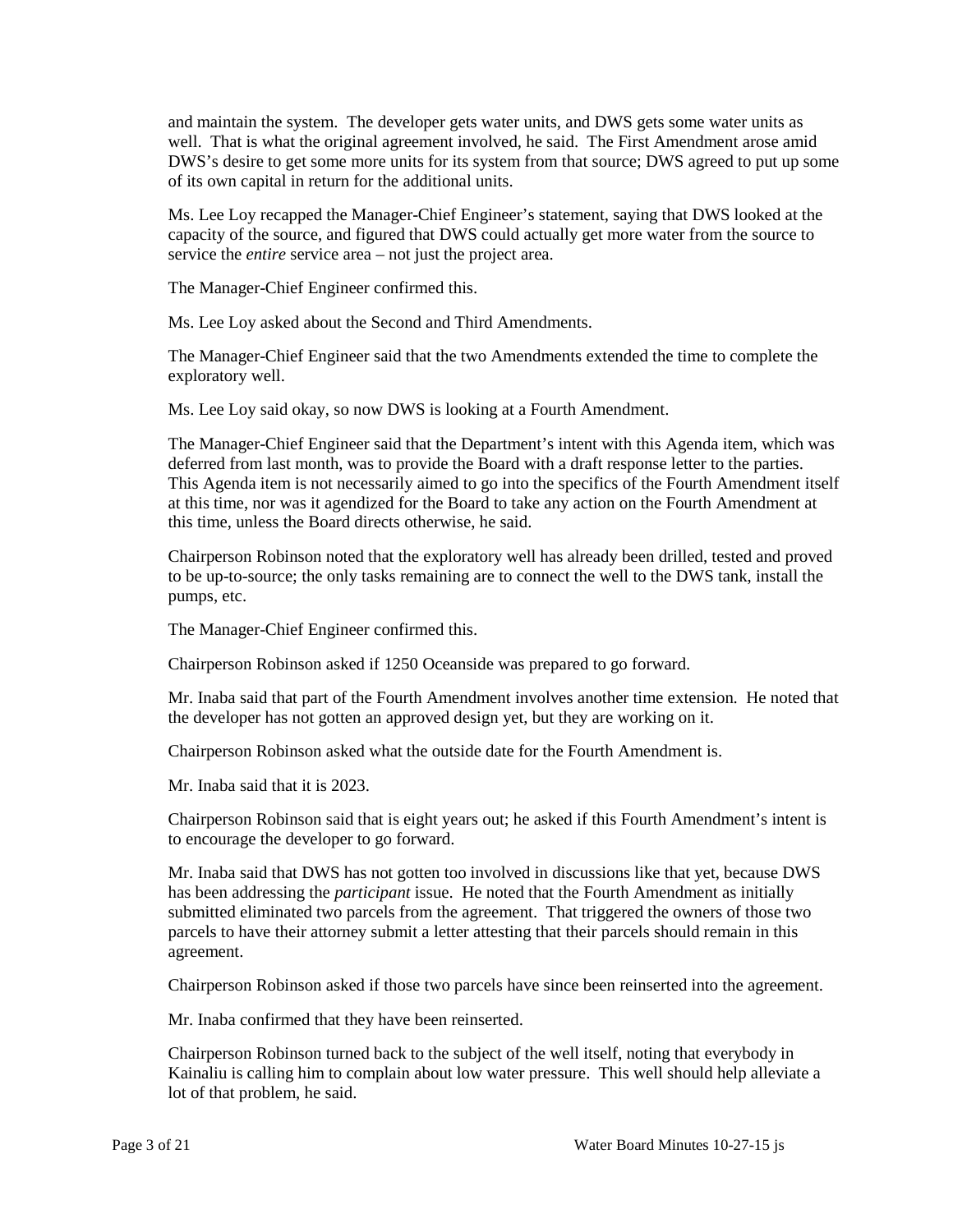and maintain the system. The developer gets water units, and DWS gets some water units as well. That is what the original agreement involved, he said. The First Amendment arose amid DWS's desire to get some more units for its system from that source; DWS agreed to put up some of its own capital in return for the additional units.

Ms. Lee Loy recapped the Manager-Chief Engineer's statement, saying that DWS looked at the capacity of the source, and figured that DWS could actually get more water from the source to service the *entire* service area – not just the project area.

The Manager-Chief Engineer confirmed this.

Ms. Lee Loy asked about the Second and Third Amendments.

The Manager-Chief Engineer said that the two Amendments extended the time to complete the exploratory well.

Ms. Lee Loy said okay, so now DWS is looking at a Fourth Amendment.

The Manager-Chief Engineer said that the Department's intent with this Agenda item, which was deferred from last month, was to provide the Board with a draft response letter to the parties. This Agenda item is not necessarily aimed to go into the specifics of the Fourth Amendment itself at this time, nor was it agendized for the Board to take any action on the Fourth Amendment at this time, unless the Board directs otherwise, he said.

Chairperson Robinson noted that the exploratory well has already been drilled, tested and proved to be up-to-source; the only tasks remaining are to connect the well to the DWS tank, install the pumps, etc.

The Manager-Chief Engineer confirmed this.

Chairperson Robinson asked if 1250 Oceanside was prepared to go forward.

Mr. Inaba said that part of the Fourth Amendment involves another time extension. He noted that the developer has not gotten an approved design yet, but they are working on it.

Chairperson Robinson asked what the outside date for the Fourth Amendment is.

Mr. Inaba said that it is 2023.

Chairperson Robinson said that is eight years out; he asked if this Fourth Amendment's intent is to encourage the developer to go forward.

Mr. Inaba said that DWS has not gotten too involved in discussions like that yet, because DWS has been addressing the *participant* issue. He noted that the Fourth Amendment as initially submitted eliminated two parcels from the agreement. That triggered the owners of those two parcels to have their attorney submit a letter attesting that their parcels should remain in this agreement.

Chairperson Robinson asked if those two parcels have since been reinserted into the agreement.

Mr. Inaba confirmed that they have been reinserted.

Chairperson Robinson turned back to the subject of the well itself, noting that everybody in Kainaliu is calling him to complain about low water pressure. This well should help alleviate a lot of that problem, he said.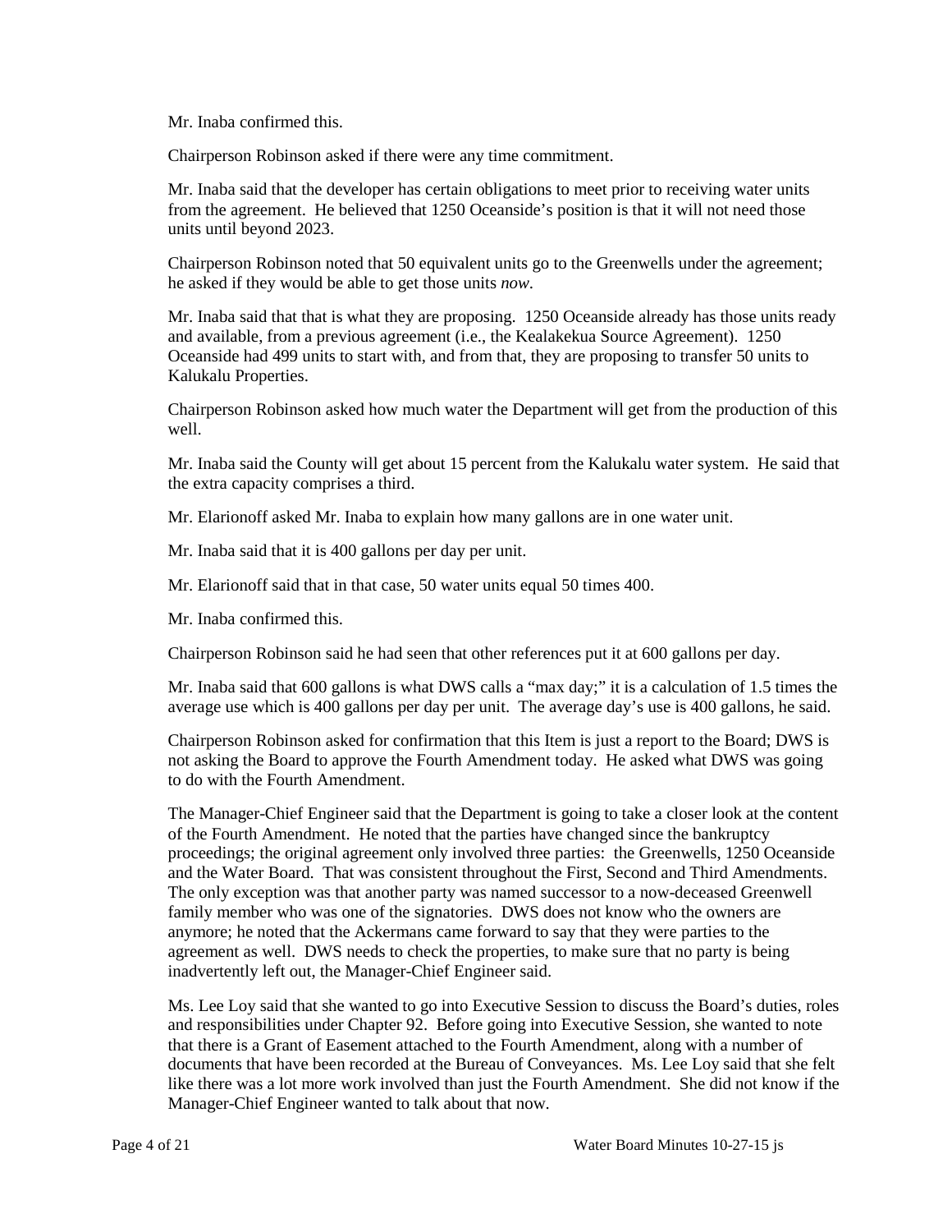Mr. Inaba confirmed this.

Chairperson Robinson asked if there were any time commitment.

Mr. Inaba said that the developer has certain obligations to meet prior to receiving water units from the agreement. He believed that 1250 Oceanside's position is that it will not need those units until beyond 2023.

Chairperson Robinson noted that 50 equivalent units go to the Greenwells under the agreement; he asked if they would be able to get those units *now*.

Mr. Inaba said that that is what they are proposing. 1250 Oceanside already has those units ready and available, from a previous agreement (i.e., the Kealakekua Source Agreement). 1250 Oceanside had 499 units to start with, and from that, they are proposing to transfer 50 units to Kalukalu Properties.

Chairperson Robinson asked how much water the Department will get from the production of this well.

Mr. Inaba said the County will get about 15 percent from the Kalukalu water system. He said that the extra capacity comprises a third.

Mr. Elarionoff asked Mr. Inaba to explain how many gallons are in one water unit.

Mr. Inaba said that it is 400 gallons per day per unit.

Mr. Elarionoff said that in that case, 50 water units equal 50 times 400.

Mr. Inaba confirmed this.

Chairperson Robinson said he had seen that other references put it at 600 gallons per day.

Mr. Inaba said that 600 gallons is what DWS calls a "max day;" it is a calculation of 1.5 times the average use which is 400 gallons per day per unit. The average day's use is 400 gallons, he said.

Chairperson Robinson asked for confirmation that this Item is just a report to the Board; DWS is not asking the Board to approve the Fourth Amendment today. He asked what DWS was going to do with the Fourth Amendment.

The Manager-Chief Engineer said that the Department is going to take a closer look at the content of the Fourth Amendment. He noted that the parties have changed since the bankruptcy proceedings; the original agreement only involved three parties: the Greenwells, 1250 Oceanside and the Water Board. That was consistent throughout the First, Second and Third Amendments. The only exception was that another party was named successor to a now-deceased Greenwell family member who was one of the signatories. DWS does not know who the owners are anymore; he noted that the Ackermans came forward to say that they were parties to the agreement as well. DWS needs to check the properties, to make sure that no party is being inadvertently left out, the Manager-Chief Engineer said.

Ms. Lee Loy said that she wanted to go into Executive Session to discuss the Board's duties, roles and responsibilities under Chapter 92. Before going into Executive Session, she wanted to note that there is a Grant of Easement attached to the Fourth Amendment, along with a number of documents that have been recorded at the Bureau of Conveyances. Ms. Lee Loy said that she felt like there was a lot more work involved than just the Fourth Amendment. She did not know if the Manager-Chief Engineer wanted to talk about that now.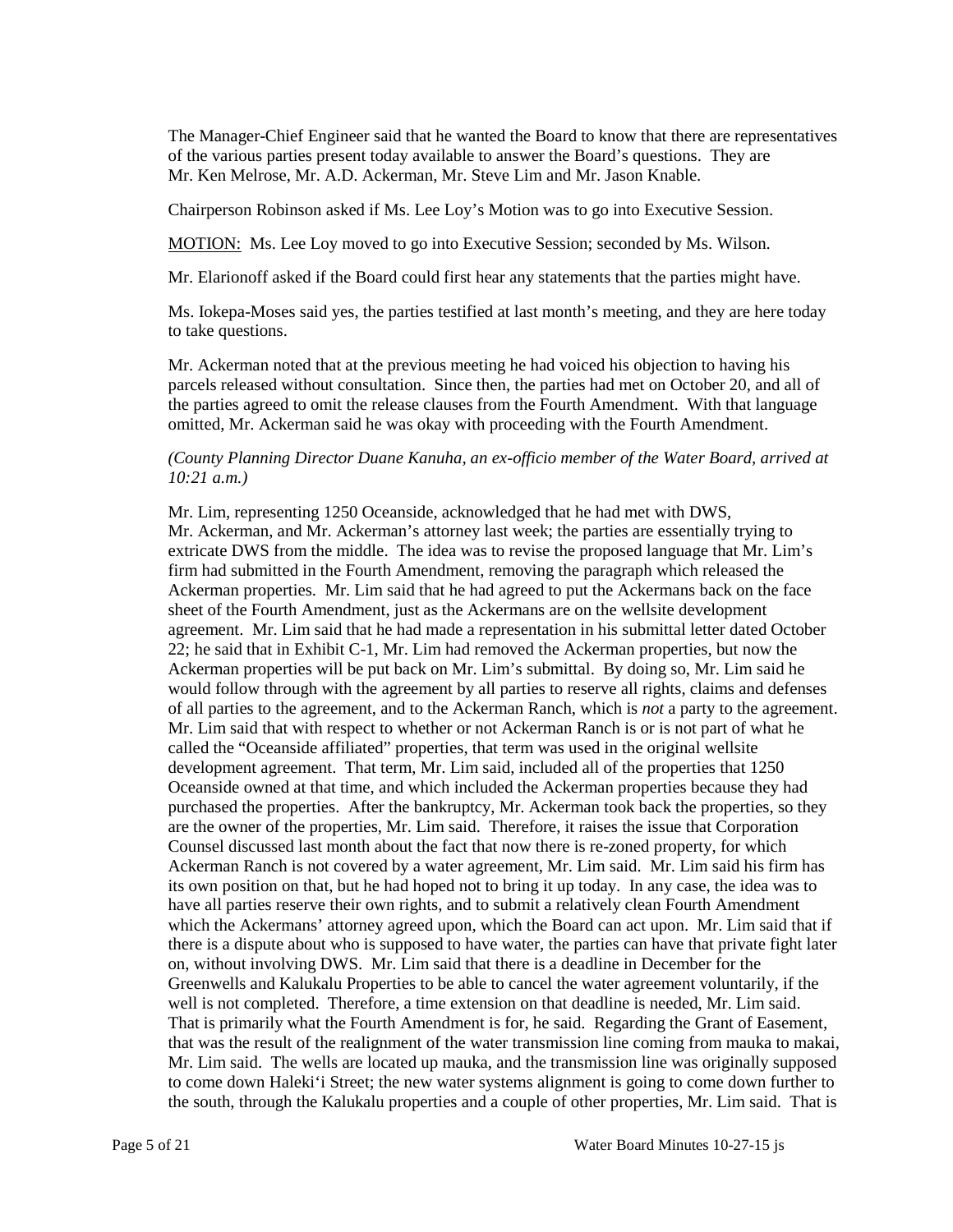The Manager-Chief Engineer said that he wanted the Board to know that there are representatives of the various parties present today available to answer the Board's questions. They are Mr. Ken Melrose, Mr. A.D. Ackerman, Mr. Steve Lim and Mr. Jason Knable.

Chairperson Robinson asked if Ms. Lee Loy's Motion was to go into Executive Session.

MOTION: Ms. Lee Loy moved to go into Executive Session; seconded by Ms. Wilson.

Mr. Elarionoff asked if the Board could first hear any statements that the parties might have.

Ms. Iokepa-Moses said yes, the parties testified at last month's meeting, and they are here today to take questions.

Mr. Ackerman noted that at the previous meeting he had voiced his objection to having his parcels released without consultation. Since then, the parties had met on October 20, and all of the parties agreed to omit the release clauses from the Fourth Amendment. With that language omitted, Mr. Ackerman said he was okay with proceeding with the Fourth Amendment.

*(County Planning Director Duane Kanuha, an ex-officio member of the Water Board, arrived at 10:21 a.m.)*

Mr. Lim, representing 1250 Oceanside, acknowledged that he had met with DWS, Mr. Ackerman, and Mr. Ackerman's attorney last week; the parties are essentially trying to extricate DWS from the middle. The idea was to revise the proposed language that Mr. Lim's firm had submitted in the Fourth Amendment, removing the paragraph which released the Ackerman properties. Mr. Lim said that he had agreed to put the Ackermans back on the face sheet of the Fourth Amendment, just as the Ackermans are on the wellsite development agreement. Mr. Lim said that he had made a representation in his submittal letter dated October 22; he said that in Exhibit C-1, Mr. Lim had removed the Ackerman properties, but now the Ackerman properties will be put back on Mr. Lim's submittal. By doing so, Mr. Lim said he would follow through with the agreement by all parties to reserve all rights, claims and defenses of all parties to the agreement, and to the Ackerman Ranch, which is *not* a party to the agreement. Mr. Lim said that with respect to whether or not Ackerman Ranch is or is not part of what he called the "Oceanside affiliated" properties, that term was used in the original wellsite development agreement. That term, Mr. Lim said, included all of the properties that 1250 Oceanside owned at that time, and which included the Ackerman properties because they had purchased the properties. After the bankruptcy, Mr. Ackerman took back the properties, so they are the owner of the properties, Mr. Lim said. Therefore, it raises the issue that Corporation Counsel discussed last month about the fact that now there is re-zoned property, for which Ackerman Ranch is not covered by a water agreement, Mr. Lim said. Mr. Lim said his firm has its own position on that, but he had hoped not to bring it up today. In any case, the idea was to have all parties reserve their own rights, and to submit a relatively clean Fourth Amendment which the Ackermans' attorney agreed upon, which the Board can act upon. Mr. Lim said that if there is a dispute about who is supposed to have water, the parties can have that private fight later on, without involving DWS. Mr. Lim said that there is a deadline in December for the Greenwells and Kalukalu Properties to be able to cancel the water agreement voluntarily, if the well is not completed. Therefore, a time extension on that deadline is needed, Mr. Lim said. That is primarily what the Fourth Amendment is for, he said. Regarding the Grant of Easement, that was the result of the realignment of the water transmission line coming from mauka to makai, Mr. Lim said. The wells are located up mauka, and the transmission line was originally supposed to come down Haleki'i Street; the new water systems alignment is going to come down further to the south, through the Kalukalu properties and a couple of other properties, Mr. Lim said. That is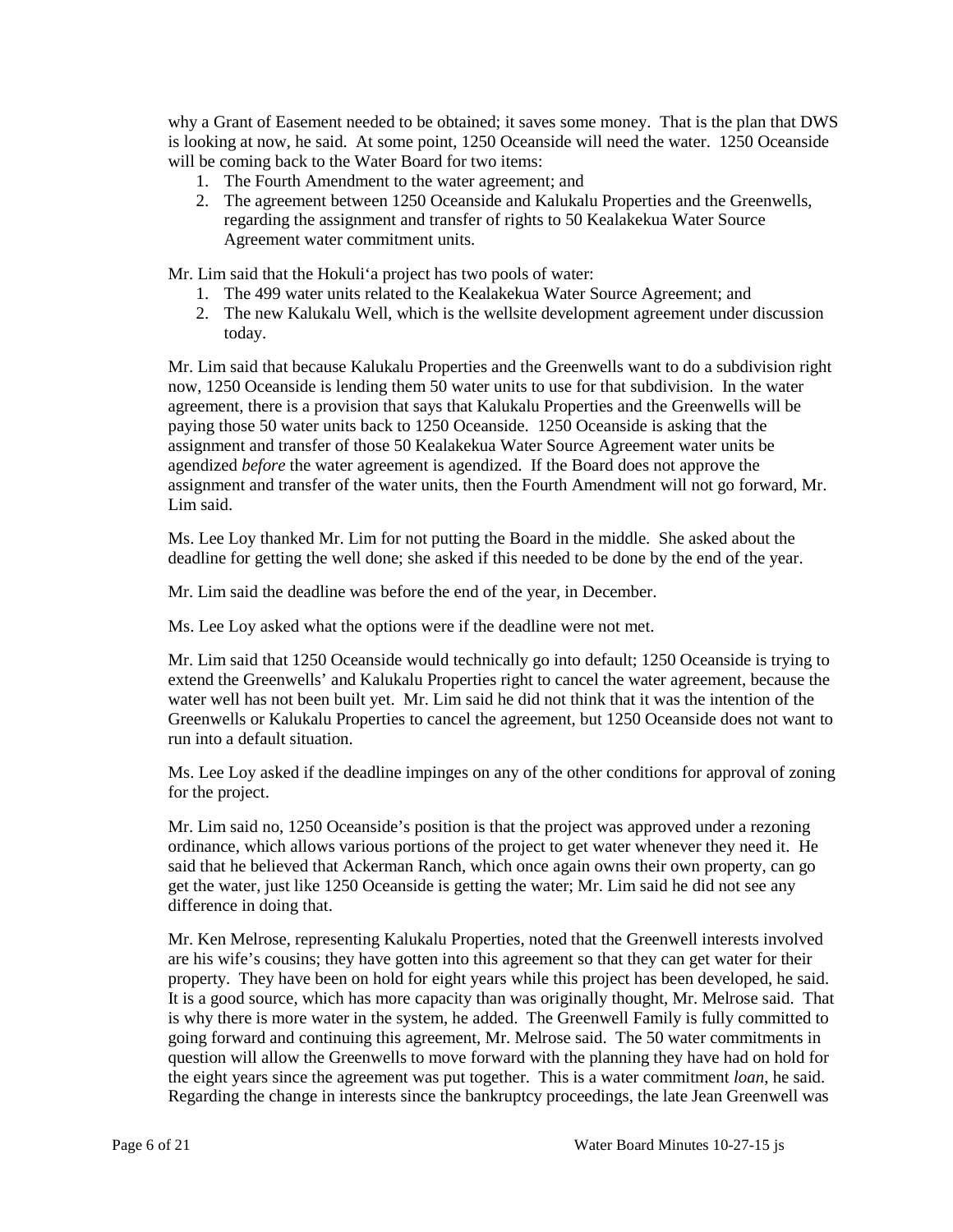why a Grant of Easement needed to be obtained; it saves some money. That is the plan that DWS is looking at now, he said. At some point, 1250 Oceanside will need the water. 1250 Oceanside will be coming back to the Water Board for two items:

1. The Fourth Amendment to the water agreement; and
2. The agreement between 1250 Oceanside and Kalukalu Properties and the Greenwells, regarding the assignment and transfer of rights to 50 Kealakekua Water Source Agreement water commitment units.

Mr. Lim said that the Hokuli'a project has two pools of water:

1. The 499 water units related to the Kealakekua Water Source Agreement; and
2. The new Kalukalu Well, which is the wellsite development agreement under discussion today.

Mr. Lim said that because Kalukalu Properties and the Greenwells want to do a subdivision right now, 1250 Oceanside is lending them 50 water units to use for that subdivision. In the water agreement, there is a provision that says that Kalukalu Properties and the Greenwells will be paying those 50 water units back to 1250 Oceanside. 1250 Oceanside is asking that the assignment and transfer of those 50 Kealakekua Water Source Agreement water units be agendized *before* the water agreement is agendized. If the Board does not approve the assignment and transfer of the water units, then the Fourth Amendment will not go forward, Mr. Lim said.

Ms. Lee Loy thanked Mr. Lim for not putting the Board in the middle. She asked about the deadline for getting the well done; she asked if this needed to be done by the end of the year.

Mr. Lim said the deadline was before the end of the year, in December.

Ms. Lee Loy asked what the options were if the deadline were not met.

Mr. Lim said that 1250 Oceanside would technically go into default; 1250 Oceanside is trying to extend the Greenwells' and Kalukalu Properties right to cancel the water agreement, because the water well has not been built yet. Mr. Lim said he did not think that it was the intention of the Greenwells or Kalukalu Properties to cancel the agreement, but 1250 Oceanside does not want to run into a default situation.

Ms. Lee Loy asked if the deadline impinges on any of the other conditions for approval of zoning for the project.

Mr. Lim said no, 1250 Oceanside's position is that the project was approved under a rezoning ordinance, which allows various portions of the project to get water whenever they need it. He said that he believed that Ackerman Ranch, which once again owns their own property, can go get the water, just like 1250 Oceanside is getting the water; Mr. Lim said he did not see any difference in doing that.

Mr. Ken Melrose, representing Kalukalu Properties, noted that the Greenwell interests involved are his wife's cousins; they have gotten into this agreement so that they can get water for their property. They have been on hold for eight years while this project has been developed, he said. It is a good source, which has more capacity than was originally thought, Mr. Melrose said. That is why there is more water in the system, he added. The Greenwell Family is fully committed to going forward and continuing this agreement, Mr. Melrose said. The 50 water commitments in question will allow the Greenwells to move forward with the planning they have had on hold for the eight years since the agreement was put together. This is a water commitment *loan*, he said. Regarding the change in interests since the bankruptcy proceedings, the late Jean Greenwell was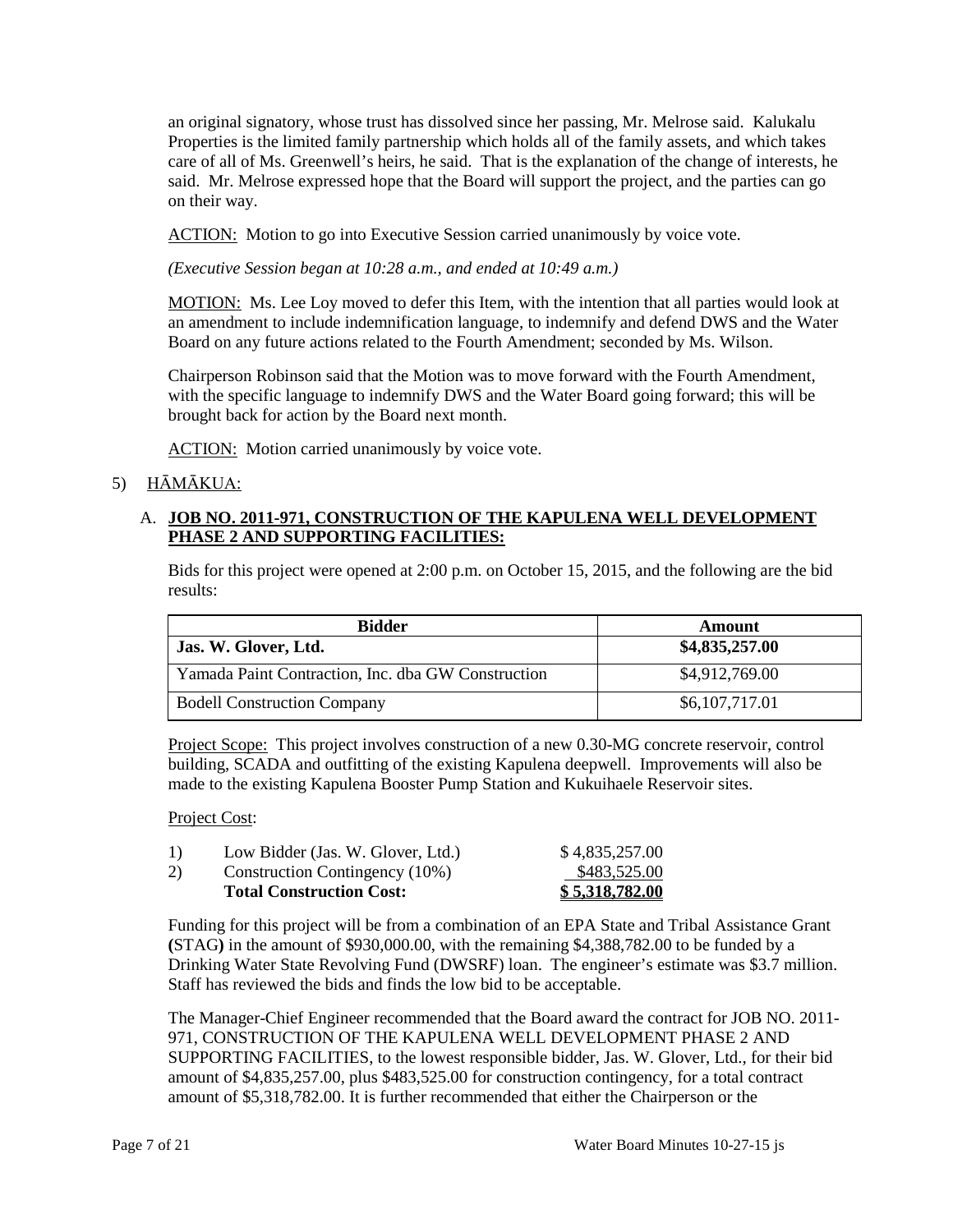an original signatory, whose trust has dissolved since her passing, Mr. Melrose said. Kalukalu Properties is the limited family partnership which holds all of the family assets, and which takes care of all of Ms. Greenwell's heirs, he said. That is the explanation of the change of interests, he said. Mr. Melrose expressed hope that the Board will support the project, and the parties can go on their way.

ACTION: Motion to go into Executive Session carried unanimously by voice vote.

*(Executive Session began at 10:28 a.m., and ended at 10:49 a.m.)*

MOTION: Ms. Lee Loy moved to defer this Item, with the intention that all parties would look at an amendment to include indemnification language, to indemnify and defend DWS and the Water Board on any future actions related to the Fourth Amendment; seconded by Ms. Wilson.

Chairperson Robinson said that the Motion was to move forward with the Fourth Amendment, with the specific language to indemnify DWS and the Water Board going forward; this will be brought back for action by the Board next month.

ACTION: Motion carried unanimously by voice vote.

5) HĀMĀKUA:

A. **JOB NO. 2011-971, CONSTRUCTION OF THE KAPULENA WELL DEVELOPMENT PHASE 2 AND SUPPORTING FACILITIES:**

Bids for this project were opened at 2:00 p.m. on October 15, 2015, and the following are the bid results:

| Bidder | Amount |
|---|---|
| **Jas. W. Glover, Ltd.** | **$4,835,257.00** |
| Yamada Paint Contraction, Inc. dba GW Construction | $4,912,769.00 |
| Bodell Construction Company | $6,107,717.01 |

Project Scope: This project involves construction of a new 0.30-MG concrete reservoir, control building, SCADA and outfitting of the existing Kapulena deepwell. Improvements will also be made to the existing Kapulena Booster Pump Station and Kukuihaele Reservoir sites.

Project Cost:

| | | |
|---|---|---|
| 1) | Low Bidder (Jas. W. Glover, Ltd.) | $ 4,835,257.00 |
| 2) | Construction Contingency (10%) | $483,525.00 |
| | **Total Construction Cost:** | **$ 5,318,782.00** |

Funding for this project will be from a combination of an EPA State and Tribal Assistance Grant (STAG) in the amount of $930,000.00, with the remaining $4,388,782.00 to be funded by a Drinking Water State Revolving Fund (DWSRF) loan. The engineer's estimate was $3.7 million. Staff has reviewed the bids and finds the low bid to be acceptable.

The Manager-Chief Engineer recommended that the Board award the contract for JOB NO. 2011-971, CONSTRUCTION OF THE KAPULENA WELL DEVELOPMENT PHASE 2 AND SUPPORTING FACILITIES, to the lowest responsible bidder, Jas. W. Glover, Ltd., for their bid amount of $4,835,257.00, plus $483,525.00 for construction contingency, for a total contract amount of $5,318,782.00. It is further recommended that either the Chairperson or the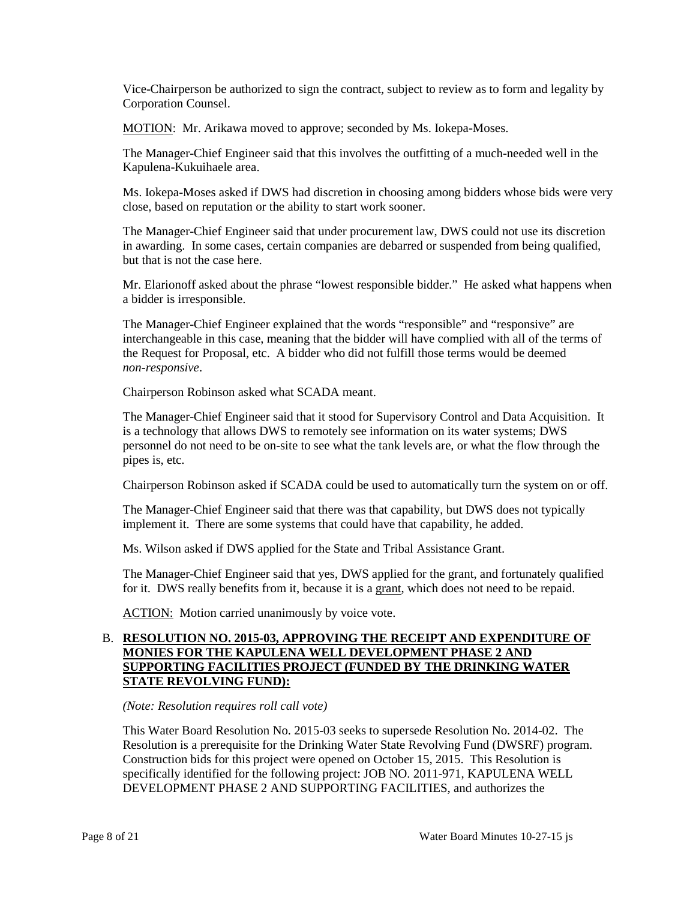Vice-Chairperson be authorized to sign the contract, subject to review as to form and legality by Corporation Counsel.

MOTION: Mr. Arikawa moved to approve; seconded by Ms. Iokepa-Moses.

The Manager-Chief Engineer said that this involves the outfitting of a much-needed well in the Kapulena-Kukuihaele area.

Ms. Iokepa-Moses asked if DWS had discretion in choosing among bidders whose bids were very close, based on reputation or the ability to start work sooner.

The Manager-Chief Engineer said that under procurement law, DWS could not use its discretion in awarding. In some cases, certain companies are debarred or suspended from being qualified, but that is not the case here.

Mr. Elarionoff asked about the phrase "lowest responsible bidder." He asked what happens when a bidder is irresponsible.

The Manager-Chief Engineer explained that the words "responsible" and "responsive" are interchangeable in this case, meaning that the bidder will have complied with all of the terms of the Request for Proposal, etc. A bidder who did not fulfill those terms would be deemed *non-responsive*.

Chairperson Robinson asked what SCADA meant.

The Manager-Chief Engineer said that it stood for Supervisory Control and Data Acquisition. It is a technology that allows DWS to remotely see information on its water systems; DWS personnel do not need to be on-site to see what the tank levels are, or what the flow through the pipes is, etc.

Chairperson Robinson asked if SCADA could be used to automatically turn the system on or off.

The Manager-Chief Engineer said that there was that capability, but DWS does not typically implement it. There are some systems that could have that capability, he added.

Ms. Wilson asked if DWS applied for the State and Tribal Assistance Grant.

The Manager-Chief Engineer said that yes, DWS applied for the grant, and fortunately qualified for it. DWS really benefits from it, because it is a grant, which does not need to be repaid.

ACTION: Motion carried unanimously by voice vote.

B. **RESOLUTION NO. 2015-03, APPROVING THE RECEIPT AND EXPENDITURE OF MONIES FOR THE KAPULENA WELL DEVELOPMENT PHASE 2 AND SUPPORTING FACILITIES PROJECT (FUNDED BY THE DRINKING WATER STATE REVOLVING FUND):**

*(Note: Resolution requires roll call vote)*

This Water Board Resolution No. 2015-03 seeks to supersede Resolution No. 2014-02. The Resolution is a prerequisite for the Drinking Water State Revolving Fund (DWSRF) program. Construction bids for this project were opened on October 15, 2015. This Resolution is specifically identified for the following project: JOB NO. 2011-971, KAPULENA WELL DEVELOPMENT PHASE 2 AND SUPPORTING FACILITIES, and authorizes the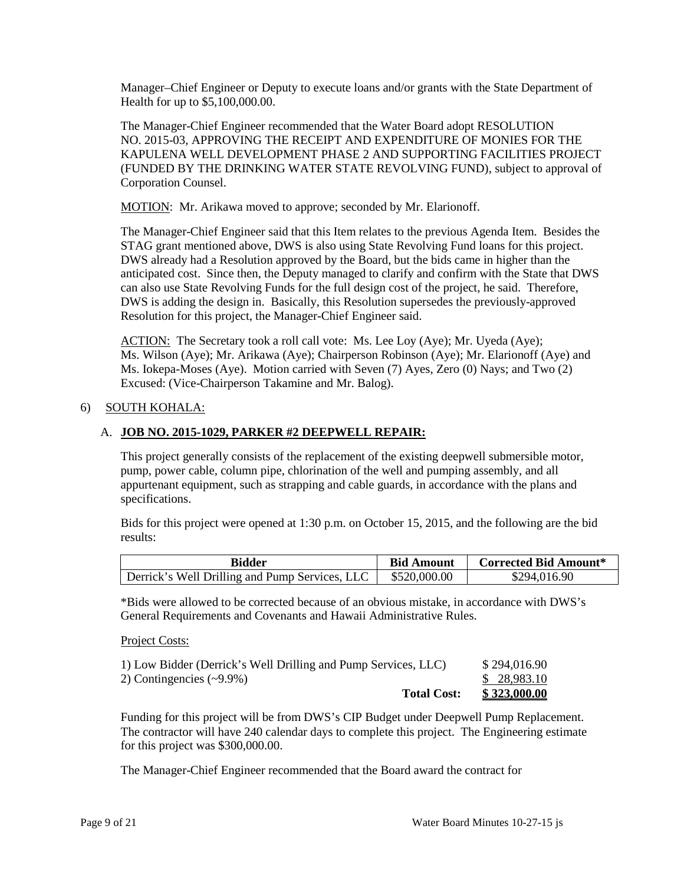Manager–Chief Engineer or Deputy to execute loans and/or grants with the State Department of Health for up to $5,100,000.00.

The Manager-Chief Engineer recommended that the Water Board adopt RESOLUTION NO. 2015-03, APPROVING THE RECEIPT AND EXPENDITURE OF MONIES FOR THE KAPULENA WELL DEVELOPMENT PHASE 2 AND SUPPORTING FACILITIES PROJECT (FUNDED BY THE DRINKING WATER STATE REVOLVING FUND), subject to approval of Corporation Counsel.

MOTION: Mr. Arikawa moved to approve; seconded by Mr. Elarionoff.

The Manager-Chief Engineer said that this Item relates to the previous Agenda Item. Besides the STAG grant mentioned above, DWS is also using State Revolving Fund loans for this project. DWS already had a Resolution approved by the Board, but the bids came in higher than the anticipated cost. Since then, the Deputy managed to clarify and confirm with the State that DWS can also use State Revolving Funds for the full design cost of the project, he said. Therefore, DWS is adding the design in. Basically, this Resolution supersedes the previously-approved Resolution for this project, the Manager-Chief Engineer said.

ACTION: The Secretary took a roll call vote: Ms. Lee Loy (Aye); Mr. Uyeda (Aye); Ms. Wilson (Aye); Mr. Arikawa (Aye); Chairperson Robinson (Aye); Mr. Elarionoff (Aye) and Ms. Iokepa-Moses (Aye). Motion carried with Seven (7) Ayes, Zero (0) Nays; and Two (2) Excused: (Vice-Chairperson Takamine and Mr. Balog).

6) SOUTH KOHALA:

A. **JOB NO. 2015-1029, PARKER #2 DEEPWELL REPAIR:**

This project generally consists of the replacement of the existing deepwell submersible motor, pump, power cable, column pipe, chlorination of the well and pumping assembly, and all appurtenant equipment, such as strapping and cable guards, in accordance with the plans and specifications.

Bids for this project were opened at 1:30 p.m. on October 15, 2015, and the following are the bid results:

| Bidder | Bid Amount | Corrected Bid Amount* |
|---|---|---|
| Derrick's Well Drilling and Pump Services, LLC | $520,000.00 | $294,016.90 |

*Bids were allowed to be corrected because of an obvious mistake, in accordance with DWS's General Requirements and Covenants and Hawaii Administrative Rules.

Project Costs:

| | |
|---|---|
| 1) Low Bidder (Derrick's Well Drilling and Pump Services, LLC) | $ 294,016.90 |
| 2) Contingencies (~9.9%) | $ 28,983.10 |
| **Total Cost:** | **$ 323,000.00** |

Funding for this project will be from DWS's CIP Budget under Deepwell Pump Replacement. The contractor will have 240 calendar days to complete this project. The Engineering estimate for this project was $300,000.00.

The Manager-Chief Engineer recommended that the Board award the contract for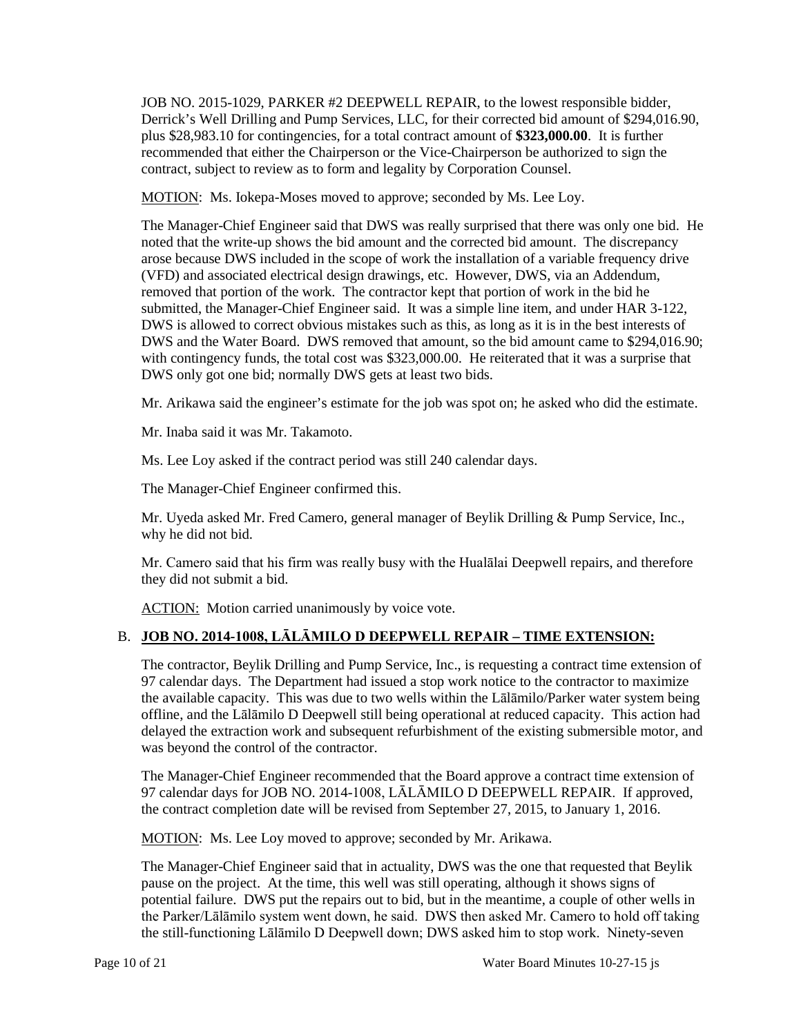JOB NO. 2015-1029, PARKER #2 DEEPWELL REPAIR, to the lowest responsible bidder, Derrick's Well Drilling and Pump Services, LLC, for their corrected bid amount of $294,016.90, plus $28,983.10 for contingencies, for a total contract amount of **$323,000.00**. It is further recommended that either the Chairperson or the Vice-Chairperson be authorized to sign the contract, subject to review as to form and legality by Corporation Counsel.

MOTION: Ms. Iokepa-Moses moved to approve; seconded by Ms. Lee Loy.

The Manager-Chief Engineer said that DWS was really surprised that there was only one bid. He noted that the write-up shows the bid amount and the corrected bid amount. The discrepancy arose because DWS included in the scope of work the installation of a variable frequency drive (VFD) and associated electrical design drawings, etc. However, DWS, via an Addendum, removed that portion of the work. The contractor kept that portion of work in the bid he submitted, the Manager-Chief Engineer said. It was a simple line item, and under HAR 3-122, DWS is allowed to correct obvious mistakes such as this, as long as it is in the best interests of DWS and the Water Board. DWS removed that amount, so the bid amount came to $294,016.90; with contingency funds, the total cost was $323,000.00. He reiterated that it was a surprise that DWS only got one bid; normally DWS gets at least two bids.

Mr. Arikawa said the engineer's estimate for the job was spot on; he asked who did the estimate.

Mr. Inaba said it was Mr. Takamoto.

Ms. Lee Loy asked if the contract period was still 240 calendar days.

The Manager-Chief Engineer confirmed this.

Mr. Uyeda asked Mr. Fred Camero, general manager of Beylik Drilling & Pump Service, Inc., why he did not bid.

Mr. Camero said that his firm was really busy with the Hualālai Deepwell repairs, and therefore they did not submit a bid.

ACTION: Motion carried unanimously by voice vote.

B. **JOB NO. 2014-1008, LĀLĀMILO D DEEPWELL REPAIR – TIME EXTENSION:**

The contractor, Beylik Drilling and Pump Service, Inc., is requesting a contract time extension of 97 calendar days. The Department had issued a stop work notice to the contractor to maximize the available capacity. This was due to two wells within the Lālāmilo/Parker water system being offline, and the Lālāmilo D Deepwell still being operational at reduced capacity. This action had delayed the extraction work and subsequent refurbishment of the existing submersible motor, and was beyond the control of the contractor.

The Manager-Chief Engineer recommended that the Board approve a contract time extension of 97 calendar days for JOB NO. 2014-1008, LĀLĀMILO D DEEPWELL REPAIR. If approved, the contract completion date will be revised from September 27, 2015, to January 1, 2016.

MOTION: Ms. Lee Loy moved to approve; seconded by Mr. Arikawa.

The Manager-Chief Engineer said that in actuality, DWS was the one that requested that Beylik pause on the project. At the time, this well was still operating, although it shows signs of potential failure. DWS put the repairs out to bid, but in the meantime, a couple of other wells in the Parker/Lālāmilo system went down, he said. DWS then asked Mr. Camero to hold off taking the still-functioning Lālāmilo D Deepwell down; DWS asked him to stop work. Ninety-seven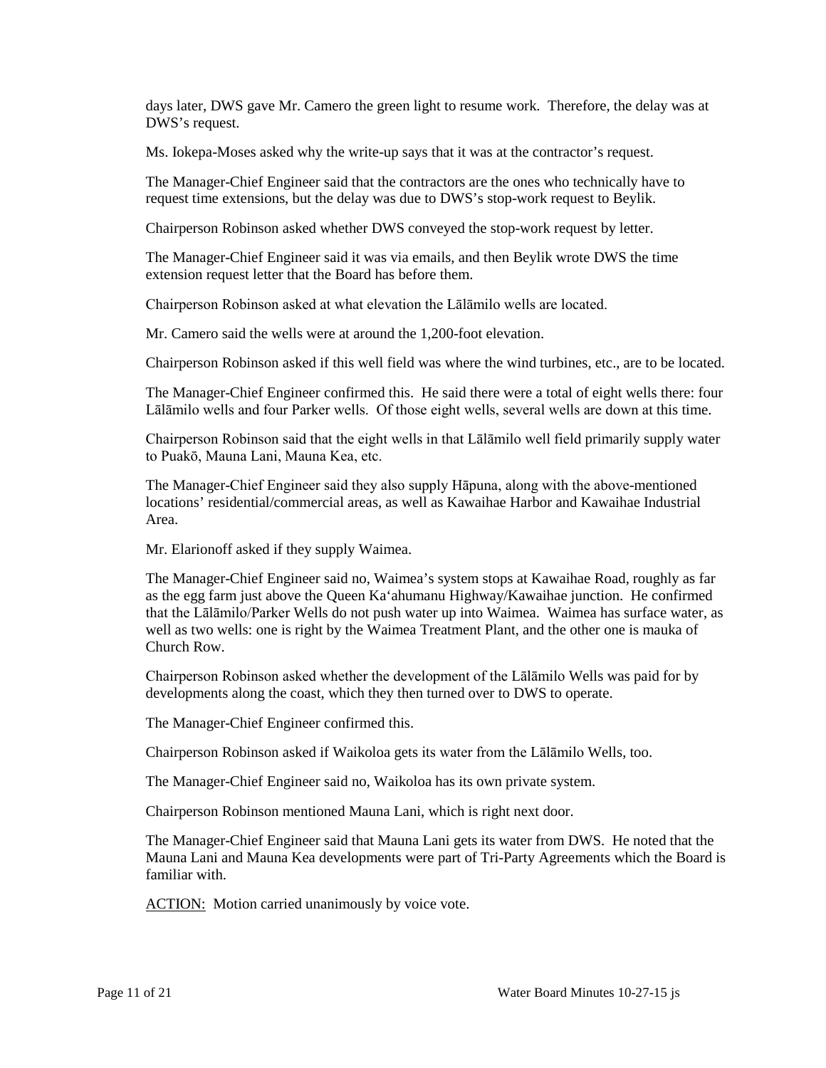days later, DWS gave Mr. Camero the green light to resume work. Therefore, the delay was at DWS's request.

Ms. Iokepa-Moses asked why the write-up says that it was at the contractor's request.

The Manager-Chief Engineer said that the contractors are the ones who technically have to request time extensions, but the delay was due to DWS's stop-work request to Beylik.

Chairperson Robinson asked whether DWS conveyed the stop-work request by letter.

The Manager-Chief Engineer said it was via emails, and then Beylik wrote DWS the time extension request letter that the Board has before them.

Chairperson Robinson asked at what elevation the Lālāmilo wells are located.

Mr. Camero said the wells were at around the 1,200-foot elevation.

Chairperson Robinson asked if this well field was where the wind turbines, etc., are to be located.

The Manager-Chief Engineer confirmed this. He said there were a total of eight wells there: four Lālāmilo wells and four Parker wells. Of those eight wells, several wells are down at this time.

Chairperson Robinson said that the eight wells in that Lālāmilo well field primarily supply water to Puakō, Mauna Lani, Mauna Kea, etc.

The Manager-Chief Engineer said they also supply Hāpuna, along with the above-mentioned locations' residential/commercial areas, as well as Kawaihae Harbor and Kawaihae Industrial Area.

Mr. Elarionoff asked if they supply Waimea.

The Manager-Chief Engineer said no, Waimea's system stops at Kawaihae Road, roughly as far as the egg farm just above the Queen Ka'ahumanu Highway/Kawaihae junction. He confirmed that the Lālāmilo/Parker Wells do not push water up into Waimea. Waimea has surface water, as well as two wells: one is right by the Waimea Treatment Plant, and the other one is mauka of Church Row.

Chairperson Robinson asked whether the development of the Lālāmilo Wells was paid for by developments along the coast, which they then turned over to DWS to operate.

The Manager-Chief Engineer confirmed this.

Chairperson Robinson asked if Waikoloa gets its water from the Lālāmilo Wells, too.

The Manager-Chief Engineer said no, Waikoloa has its own private system.

Chairperson Robinson mentioned Mauna Lani, which is right next door.

The Manager-Chief Engineer said that Mauna Lani gets its water from DWS. He noted that the Mauna Lani and Mauna Kea developments were part of Tri-Party Agreements which the Board is familiar with.

ACTION: Motion carried unanimously by voice vote.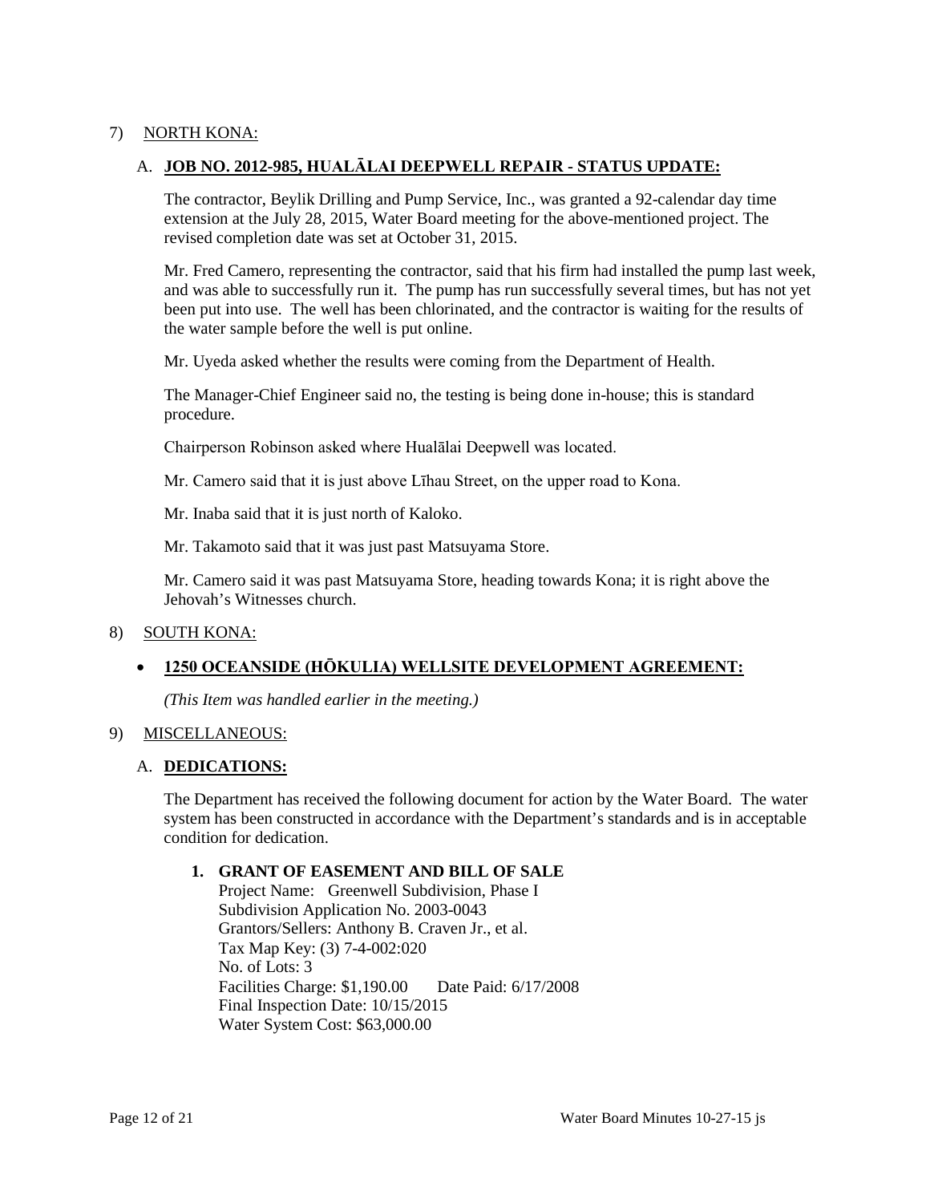7) NORTH KONA:

A. **JOB NO. 2012-985, HUALĀLAI DEEPWELL REPAIR - STATUS UPDATE:**

The contractor, Beylik Drilling and Pump Service, Inc., was granted a 92-calendar day time extension at the July 28, 2015, Water Board meeting for the above-mentioned project. The revised completion date was set at October 31, 2015.

Mr. Fred Camero, representing the contractor, said that his firm had installed the pump last week, and was able to successfully run it. The pump has run successfully several times, but has not yet been put into use. The well has been chlorinated, and the contractor is waiting for the results of the water sample before the well is put online.

Mr. Uyeda asked whether the results were coming from the Department of Health.

The Manager-Chief Engineer said no, the testing is being done in-house; this is standard procedure.

Chairperson Robinson asked where Hualālai Deepwell was located.

Mr. Camero said that it is just above Līhau Street, on the upper road to Kona.

Mr. Inaba said that it is just north of Kaloko.

Mr. Takamoto said that it was just past Matsuyama Store.

Mr. Camero said it was past Matsuyama Store, heading towards Kona; it is right above the Jehovah's Witnesses church.

8) SOUTH KONA:

- **1250 OCEANSIDE (HŌKULIA) WELLSITE DEVELOPMENT AGREEMENT:**

  *(This Item was handled earlier in the meeting.)*

9) MISCELLANEOUS:

A. **DEDICATIONS:**

The Department has received the following document for action by the Water Board. The water system has been constructed in accordance with the Department's standards and is in acceptable condition for dedication.

1. **GRANT OF EASEMENT AND BILL OF SALE**
   Project Name: Greenwell Subdivision, Phase I
   Subdivision Application No. 2003-0043
   Grantors/Sellers: Anthony B. Craven Jr., et al.
   Tax Map Key: (3) 7-4-002:020
   No. of Lots: 3
   Facilities Charge: $1,190.00 Date Paid: 6/17/2008
   Final Inspection Date: 10/15/2015
   Water System Cost: $63,000.00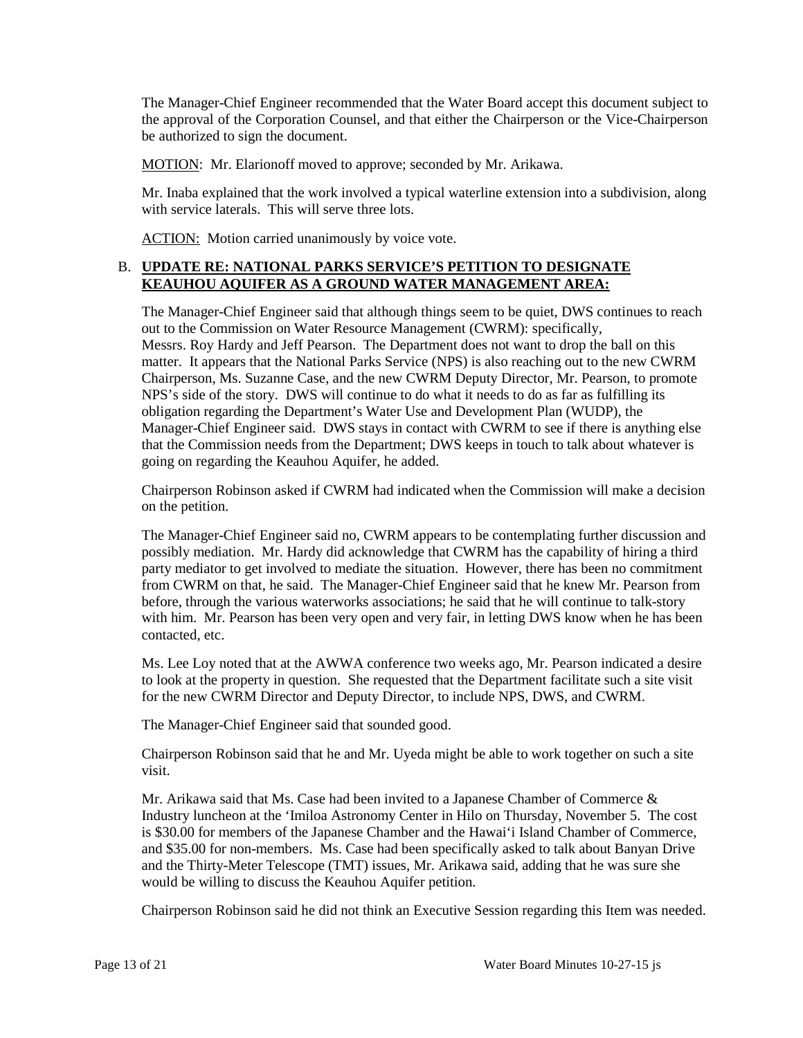The Manager-Chief Engineer recommended that the Water Board accept this document subject to the approval of the Corporation Counsel, and that either the Chairperson or the Vice-Chairperson be authorized to sign the document.

MOTION: Mr. Elarionoff moved to approve; seconded by Mr. Arikawa.

Mr. Inaba explained that the work involved a typical waterline extension into a subdivision, along with service laterals. This will serve three lots.

ACTION: Motion carried unanimously by voice vote.

B. **UPDATE RE: NATIONAL PARKS SERVICE'S PETITION TO DESIGNATE KEAUHOU AQUIFER AS A GROUND WATER MANAGEMENT AREA:**

The Manager-Chief Engineer said that although things seem to be quiet, DWS continues to reach out to the Commission on Water Resource Management (CWRM): specifically, Messrs. Roy Hardy and Jeff Pearson. The Department does not want to drop the ball on this matter. It appears that the National Parks Service (NPS) is also reaching out to the new CWRM Chairperson, Ms. Suzanne Case, and the new CWRM Deputy Director, Mr. Pearson, to promote NPS's side of the story. DWS will continue to do what it needs to do as far as fulfilling its obligation regarding the Department's Water Use and Development Plan (WUDP), the Manager-Chief Engineer said. DWS stays in contact with CWRM to see if there is anything else that the Commission needs from the Department; DWS keeps in touch to talk about whatever is going on regarding the Keauhou Aquifer, he added.

Chairperson Robinson asked if CWRM had indicated when the Commission will make a decision on the petition.

The Manager-Chief Engineer said no, CWRM appears to be contemplating further discussion and possibly mediation. Mr. Hardy did acknowledge that CWRM has the capability of hiring a third party mediator to get involved to mediate the situation. However, there has been no commitment from CWRM on that, he said. The Manager-Chief Engineer said that he knew Mr. Pearson from before, through the various waterworks associations; he said that he will continue to talk-story with him. Mr. Pearson has been very open and very fair, in letting DWS know when he has been contacted, etc.

Ms. Lee Loy noted that at the AWWA conference two weeks ago, Mr. Pearson indicated a desire to look at the property in question. She requested that the Department facilitate such a site visit for the new CWRM Director and Deputy Director, to include NPS, DWS, and CWRM.

The Manager-Chief Engineer said that sounded good.

Chairperson Robinson said that he and Mr. Uyeda might be able to work together on such a site visit.

Mr. Arikawa said that Ms. Case had been invited to a Japanese Chamber of Commerce & Industry luncheon at the 'Imiloa Astronomy Center in Hilo on Thursday, November 5. The cost is $30.00 for members of the Japanese Chamber and the Hawai'i Island Chamber of Commerce, and $35.00 for non-members. Ms. Case had been specifically asked to talk about Banyan Drive and the Thirty-Meter Telescope (TMT) issues, Mr. Arikawa said, adding that he was sure she would be willing to discuss the Keauhou Aquifer petition.

Chairperson Robinson said he did not think an Executive Session regarding this Item was needed.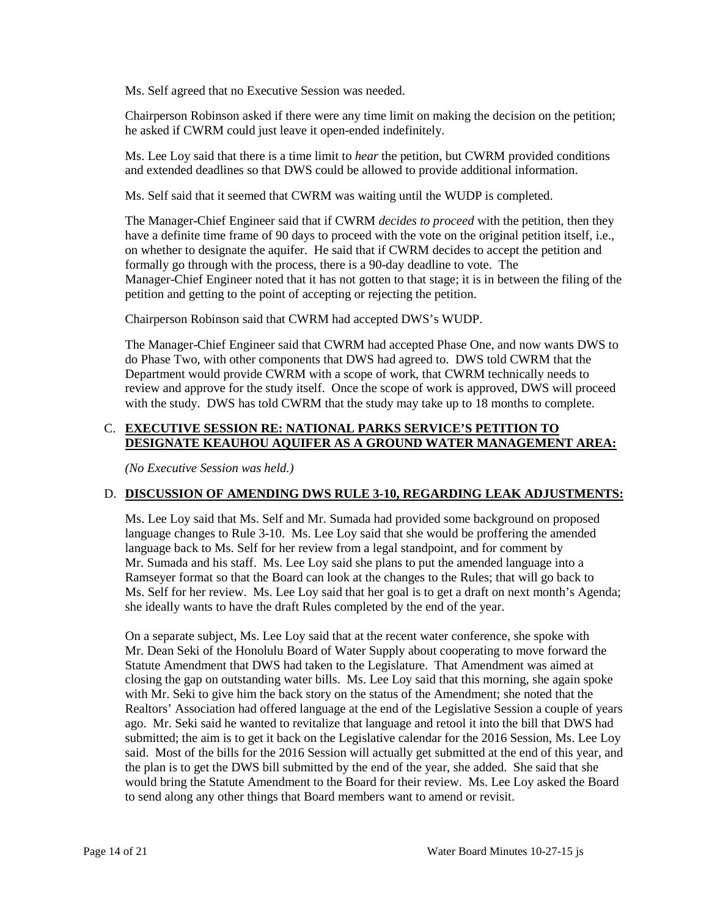Ms. Self agreed that no Executive Session was needed.

Chairperson Robinson asked if there were any time limit on making the decision on the petition; he asked if CWRM could just leave it open-ended indefinitely.

Ms. Lee Loy said that there is a time limit to *hear* the petition, but CWRM provided conditions and extended deadlines so that DWS could be allowed to provide additional information.

Ms. Self said that it seemed that CWRM was waiting until the WUDP is completed.

The Manager-Chief Engineer said that if CWRM *decides to proceed* with the petition, then they have a definite time frame of 90 days to proceed with the vote on the original petition itself, i.e., on whether to designate the aquifer. He said that if CWRM decides to accept the petition and formally go through with the process, there is a 90-day deadline to vote. The Manager-Chief Engineer noted that it has not gotten to that stage; it is in between the filing of the petition and getting to the point of accepting or rejecting the petition.

Chairperson Robinson said that CWRM had accepted DWS's WUDP.

The Manager-Chief Engineer said that CWRM had accepted Phase One, and now wants DWS to do Phase Two, with other components that DWS had agreed to. DWS told CWRM that the Department would provide CWRM with a scope of work, that CWRM technically needs to review and approve for the study itself. Once the scope of work is approved, DWS will proceed with the study. DWS has told CWRM that the study may take up to 18 months to complete.

## C. <u>**EXECUTIVE SESSION RE: NATIONAL PARKS SERVICE'S PETITION TO DESIGNATE KEAUHOU AQUIFER AS A GROUND WATER MANAGEMENT AREA:**</u>

*(No Executive Session was held.)*

## D. <u>**DISCUSSION OF AMENDING DWS RULE 3-10, REGARDING LEAK ADJUSTMENTS:**</u>

Ms. Lee Loy said that Ms. Self and Mr. Sumada had provided some background on proposed language changes to Rule 3-10. Ms. Lee Loy said that she would be proffering the amended language back to Ms. Self for her review from a legal standpoint, and for comment by Mr. Sumada and his staff. Ms. Lee Loy said she plans to put the amended language into a Ramseyer format so that the Board can look at the changes to the Rules; that will go back to Ms. Self for her review. Ms. Lee Loy said that her goal is to get a draft on next month's Agenda; she ideally wants to have the draft Rules completed by the end of the year.

On a separate subject, Ms. Lee Loy said that at the recent water conference, she spoke with Mr. Dean Seki of the Honolulu Board of Water Supply about cooperating to move forward the Statute Amendment that DWS had taken to the Legislature. That Amendment was aimed at closing the gap on outstanding water bills. Ms. Lee Loy said that this morning, she again spoke with Mr. Seki to give him the back story on the status of the Amendment; she noted that the Realtors' Association had offered language at the end of the Legislative Session a couple of years ago. Mr. Seki said he wanted to revitalize that language and retool it into the bill that DWS had submitted; the aim is to get it back on the Legislative calendar for the 2016 Session, Ms. Lee Loy said. Most of the bills for the 2016 Session will actually get submitted at the end of this year, and the plan is to get the DWS bill submitted by the end of the year, she added. She said that she would bring the Statute Amendment to the Board for their review. Ms. Lee Loy asked the Board to send along any other things that Board members want to amend or revisit.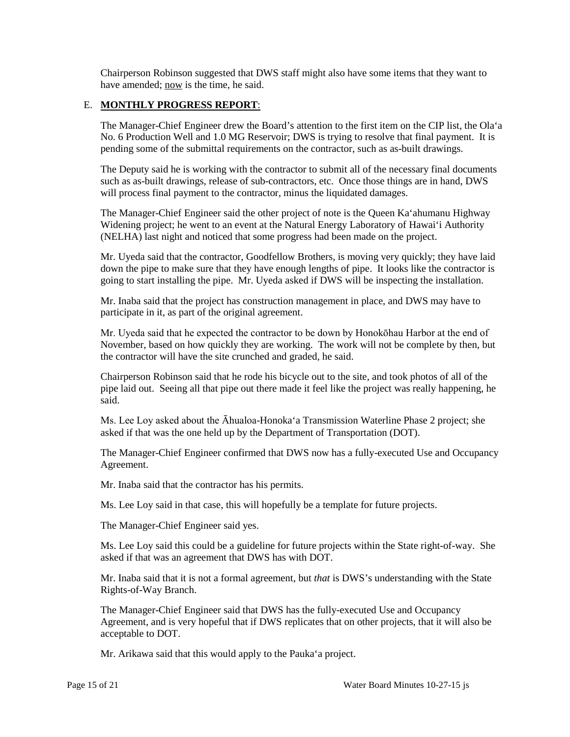Chairperson Robinson suggested that DWS staff might also have some items that they want to have amended; now is the time, he said.

E. **MONTHLY PROGRESS REPORT**:

The Manager-Chief Engineer drew the Board's attention to the first item on the CIP list, the Ola'a No. 6 Production Well and 1.0 MG Reservoir; DWS is trying to resolve that final payment. It is pending some of the submittal requirements on the contractor, such as as-built drawings.

The Deputy said he is working with the contractor to submit all of the necessary final documents such as as-built drawings, release of sub-contractors, etc. Once those things are in hand, DWS will process final payment to the contractor, minus the liquidated damages.

The Manager-Chief Engineer said the other project of note is the Queen Ka'ahumanu Highway Widening project; he went to an event at the Natural Energy Laboratory of Hawai'i Authority (NELHA) last night and noticed that some progress had been made on the project.

Mr. Uyeda said that the contractor, Goodfellow Brothers, is moving very quickly; they have laid down the pipe to make sure that they have enough lengths of pipe. It looks like the contractor is going to start installing the pipe. Mr. Uyeda asked if DWS will be inspecting the installation.

Mr. Inaba said that the project has construction management in place, and DWS may have to participate in it, as part of the original agreement.

Mr. Uyeda said that he expected the contractor to be down by Honokōhau Harbor at the end of November, based on how quickly they are working. The work will not be complete by then, but the contractor will have the site crunched and graded, he said.

Chairperson Robinson said that he rode his bicycle out to the site, and took photos of all of the pipe laid out. Seeing all that pipe out there made it feel like the project was really happening, he said.

Ms. Lee Loy asked about the Āhualoa-Honoka'a Transmission Waterline Phase 2 project; she asked if that was the one held up by the Department of Transportation (DOT).

The Manager-Chief Engineer confirmed that DWS now has a fully-executed Use and Occupancy Agreement.

Mr. Inaba said that the contractor has his permits.

Ms. Lee Loy said in that case, this will hopefully be a template for future projects.

The Manager-Chief Engineer said yes.

Ms. Lee Loy said this could be a guideline for future projects within the State right-of-way. She asked if that was an agreement that DWS has with DOT.

Mr. Inaba said that it is not a formal agreement, but *that* is DWS's understanding with the State Rights-of-Way Branch.

The Manager-Chief Engineer said that DWS has the fully-executed Use and Occupancy Agreement, and is very hopeful that if DWS replicates that on other projects, that it will also be acceptable to DOT.

Mr. Arikawa said that this would apply to the Pauka'a project.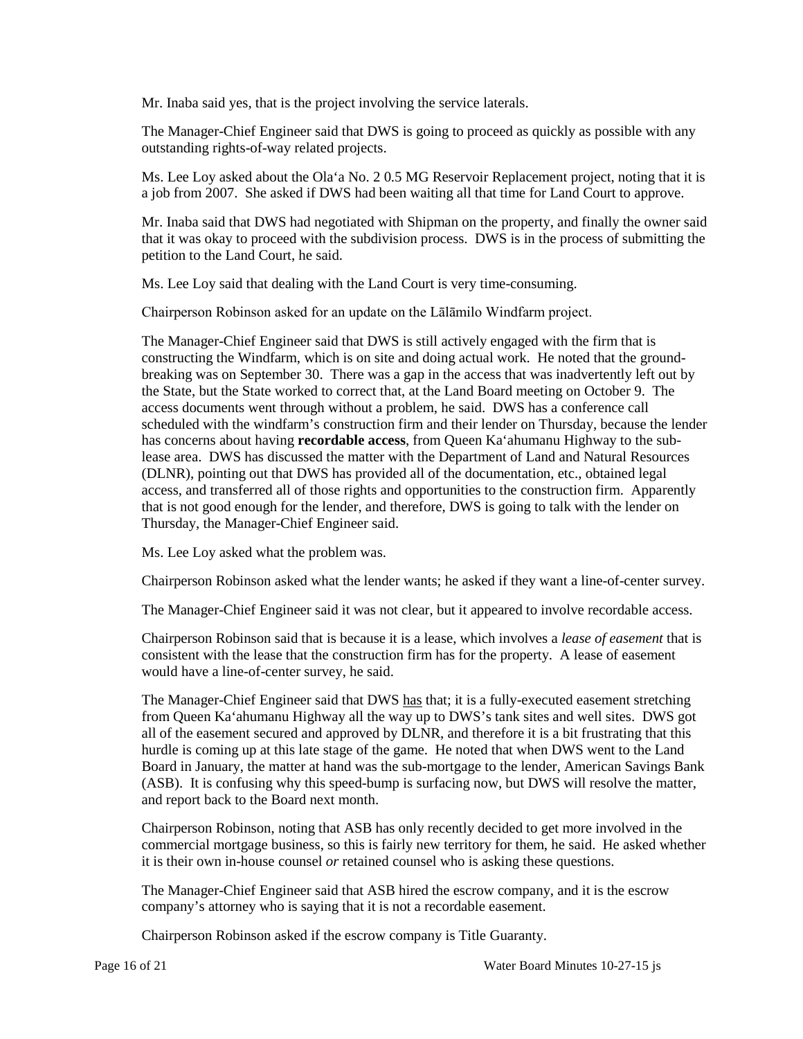Mr. Inaba said yes, that is the project involving the service laterals.

The Manager-Chief Engineer said that DWS is going to proceed as quickly as possible with any outstanding rights-of-way related projects.

Ms. Lee Loy asked about the Olaʻa No. 2 0.5 MG Reservoir Replacement project, noting that it is a job from 2007. She asked if DWS had been waiting all that time for Land Court to approve.

Mr. Inaba said that DWS had negotiated with Shipman on the property, and finally the owner said that it was okay to proceed with the subdivision process. DWS is in the process of submitting the petition to the Land Court, he said.

Ms. Lee Loy said that dealing with the Land Court is very time-consuming.

Chairperson Robinson asked for an update on the Lālāmilo Windfarm project.

The Manager-Chief Engineer said that DWS is still actively engaged with the firm that is constructing the Windfarm, which is on site and doing actual work. He noted that the ground-breaking was on September 30. There was a gap in the access that was inadvertently left out by the State, but the State worked to correct that, at the Land Board meeting on October 9. The access documents went through without a problem, he said. DWS has a conference call scheduled with the windfarm's construction firm and their lender on Thursday, because the lender has concerns about having **recordable access**, from Queen Kaʻahumanu Highway to the sub-lease area. DWS has discussed the matter with the Department of Land and Natural Resources (DLNR), pointing out that DWS has provided all of the documentation, etc., obtained legal access, and transferred all of those rights and opportunities to the construction firm. Apparently that is not good enough for the lender, and therefore, DWS is going to talk with the lender on Thursday, the Manager-Chief Engineer said.

Ms. Lee Loy asked what the problem was.

Chairperson Robinson asked what the lender wants; he asked if they want a line-of-center survey.

The Manager-Chief Engineer said it was not clear, but it appeared to involve recordable access.

Chairperson Robinson said that is because it is a lease, which involves a *lease of easement* that is consistent with the lease that the construction firm has for the property. A lease of easement would have a line-of-center survey, he said.

The Manager-Chief Engineer said that DWS <u>has</u> that; it is a fully-executed easement stretching from Queen Kaʻahumanu Highway all the way up to DWS's tank sites and well sites. DWS got all of the easement secured and approved by DLNR, and therefore it is a bit frustrating that this hurdle is coming up at this late stage of the game. He noted that when DWS went to the Land Board in January, the matter at hand was the sub-mortgage to the lender, American Savings Bank (ASB). It is confusing why this speed-bump is surfacing now, but DWS will resolve the matter, and report back to the Board next month.

Chairperson Robinson, noting that ASB has only recently decided to get more involved in the commercial mortgage business, so this is fairly new territory for them, he said. He asked whether it is their own in-house counsel *or* retained counsel who is asking these questions.

The Manager-Chief Engineer said that ASB hired the escrow company, and it is the escrow company's attorney who is saying that it is not a recordable easement.

Chairperson Robinson asked if the escrow company is Title Guaranty.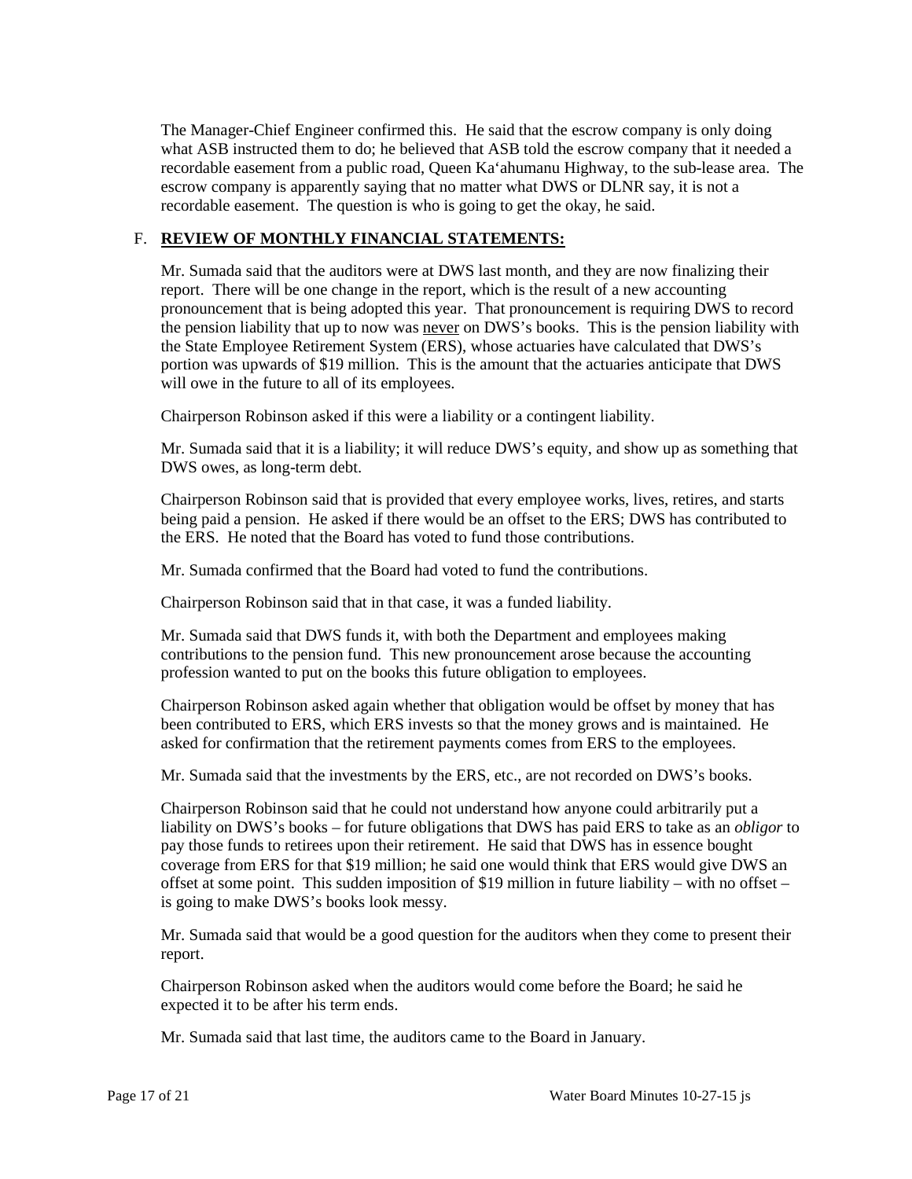The Manager-Chief Engineer confirmed this. He said that the escrow company is only doing what ASB instructed them to do; he believed that ASB told the escrow company that it needed a recordable easement from a public road, Queen Ka'ahumanu Highway, to the sub-lease area. The escrow company is apparently saying that no matter what DWS or DLNR say, it is not a recordable easement. The question is who is going to get the okay, he said.

## F. **REVIEW OF MONTHLY FINANCIAL STATEMENTS:**

Mr. Sumada said that the auditors were at DWS last month, and they are now finalizing their report. There will be one change in the report, which is the result of a new accounting pronouncement that is being adopted this year. That pronouncement is requiring DWS to record the pension liability that up to now was never on DWS's books. This is the pension liability with the State Employee Retirement System (ERS), whose actuaries have calculated that DWS's portion was upwards of $19 million. This is the amount that the actuaries anticipate that DWS will owe in the future to all of its employees.

Chairperson Robinson asked if this were a liability or a contingent liability.

Mr. Sumada said that it is a liability; it will reduce DWS's equity, and show up as something that DWS owes, as long-term debt.

Chairperson Robinson said that is provided that every employee works, lives, retires, and starts being paid a pension. He asked if there would be an offset to the ERS; DWS has contributed to the ERS. He noted that the Board has voted to fund those contributions.

Mr. Sumada confirmed that the Board had voted to fund the contributions.

Chairperson Robinson said that in that case, it was a funded liability.

Mr. Sumada said that DWS funds it, with both the Department and employees making contributions to the pension fund. This new pronouncement arose because the accounting profession wanted to put on the books this future obligation to employees.

Chairperson Robinson asked again whether that obligation would be offset by money that has been contributed to ERS, which ERS invests so that the money grows and is maintained. He asked for confirmation that the retirement payments comes from ERS to the employees.

Mr. Sumada said that the investments by the ERS, etc., are not recorded on DWS's books.

Chairperson Robinson said that he could not understand how anyone could arbitrarily put a liability on DWS's books – for future obligations that DWS has paid ERS to take as an *obligor* to pay those funds to retirees upon their retirement. He said that DWS has in essence bought coverage from ERS for that $19 million; he said one would think that ERS would give DWS an offset at some point. This sudden imposition of $19 million in future liability – with no offset – is going to make DWS's books look messy.

Mr. Sumada said that would be a good question for the auditors when they come to present their report.

Chairperson Robinson asked when the auditors would come before the Board; he said he expected it to be after his term ends.

Mr. Sumada said that last time, the auditors came to the Board in January.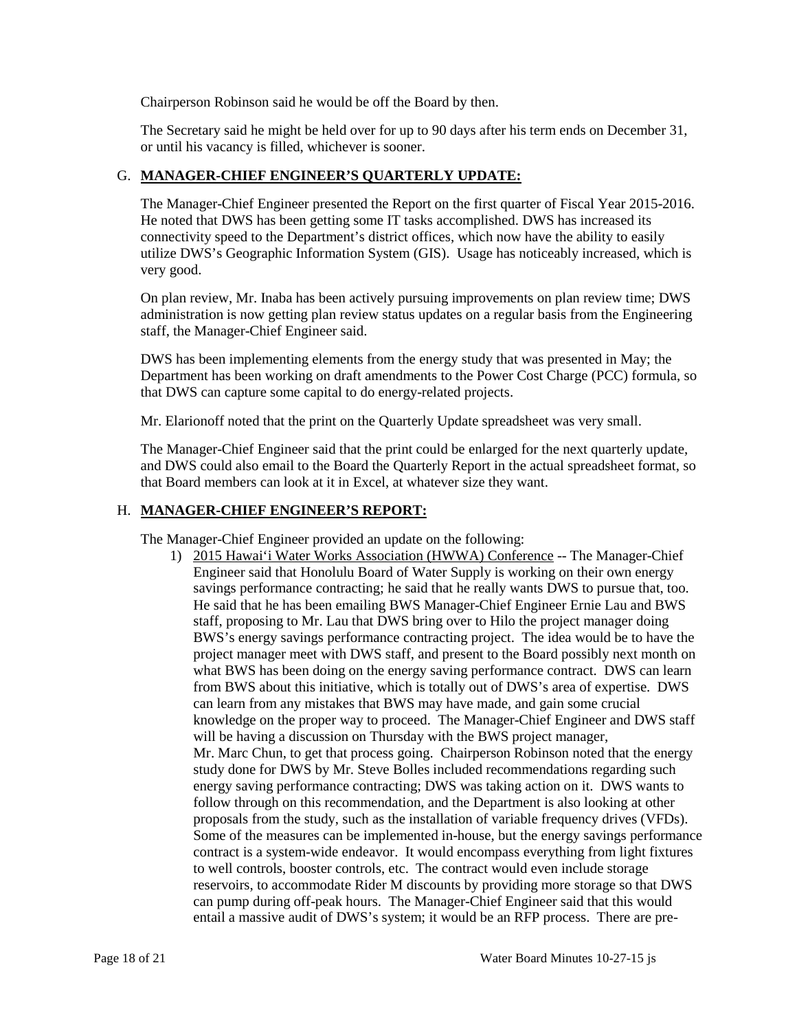Chairperson Robinson said he would be off the Board by then.

The Secretary said he might be held over for up to 90 days after his term ends on December 31, or until his vacancy is filled, whichever is sooner.

## G. **MANAGER-CHIEF ENGINEER'S QUARTERLY UPDATE:**

The Manager-Chief Engineer presented the Report on the first quarter of Fiscal Year 2015-2016. He noted that DWS has been getting some IT tasks accomplished. DWS has increased its connectivity speed to the Department's district offices, which now have the ability to easily utilize DWS's Geographic Information System (GIS). Usage has noticeably increased, which is very good.

On plan review, Mr. Inaba has been actively pursuing improvements on plan review time; DWS administration is now getting plan review status updates on a regular basis from the Engineering staff, the Manager-Chief Engineer said.

DWS has been implementing elements from the energy study that was presented in May; the Department has been working on draft amendments to the Power Cost Charge (PCC) formula, so that DWS can capture some capital to do energy-related projects.

Mr. Elarionoff noted that the print on the Quarterly Update spreadsheet was very small.

The Manager-Chief Engineer said that the print could be enlarged for the next quarterly update, and DWS could also email to the Board the Quarterly Report in the actual spreadsheet format, so that Board members can look at it in Excel, at whatever size they want.

## H. **MANAGER-CHIEF ENGINEER'S REPORT:**

The Manager-Chief Engineer provided an update on the following:

1) 2015 Hawai'i Water Works Association (HWWA) Conference -- The Manager-Chief Engineer said that Honolulu Board of Water Supply is working on their own energy savings performance contracting; he said that he really wants DWS to pursue that, too. He said that he has been emailing BWS Manager-Chief Engineer Ernie Lau and BWS staff, proposing to Mr. Lau that DWS bring over to Hilo the project manager doing BWS's energy savings performance contracting project. The idea would be to have the project manager meet with DWS staff, and present to the Board possibly next month on what BWS has been doing on the energy saving performance contract. DWS can learn from BWS about this initiative, which is totally out of DWS's area of expertise. DWS can learn from any mistakes that BWS may have made, and gain some crucial knowledge on the proper way to proceed. The Manager-Chief Engineer and DWS staff will be having a discussion on Thursday with the BWS project manager, Mr. Marc Chun, to get that process going. Chairperson Robinson noted that the energy study done for DWS by Mr. Steve Bolles included recommendations regarding such energy saving performance contracting; DWS was taking action on it. DWS wants to follow through on this recommendation, and the Department is also looking at other proposals from the study, such as the installation of variable frequency drives (VFDs). Some of the measures can be implemented in-house, but the energy savings performance contract is a system-wide endeavor. It would encompass everything from light fixtures to well controls, booster controls, etc. The contract would even include storage reservoirs, to accommodate Rider M discounts by providing more storage so that DWS can pump during off-peak hours. The Manager-Chief Engineer said that this would entail a massive audit of DWS's system; it would be an RFP process. There are pre-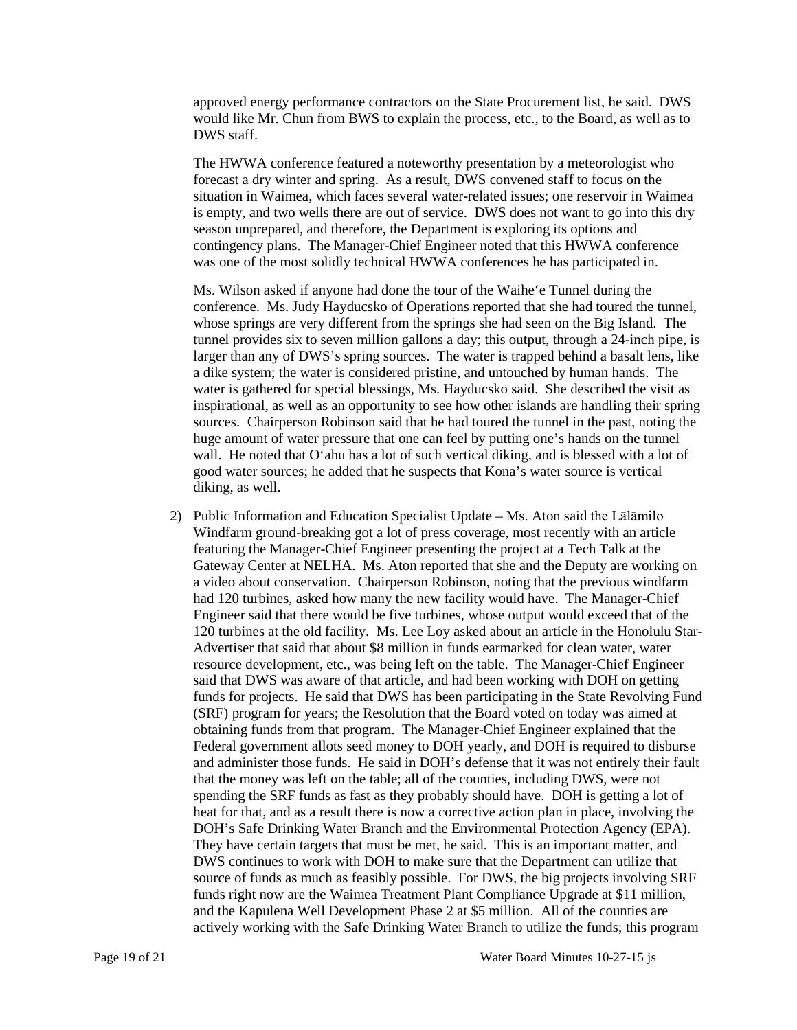approved energy performance contractors on the State Procurement list, he said. DWS would like Mr. Chun from BWS to explain the process, etc., to the Board, as well as to DWS staff.

The HWWA conference featured a noteworthy presentation by a meteorologist who forecast a dry winter and spring. As a result, DWS convened staff to focus on the situation in Waimea, which faces several water-related issues; one reservoir in Waimea is empty, and two wells there are out of service. DWS does not want to go into this dry season unprepared, and therefore, the Department is exploring its options and contingency plans. The Manager-Chief Engineer noted that this HWWA conference was one of the most solidly technical HWWA conferences he has participated in.

Ms. Wilson asked if anyone had done the tour of the Waiheʻe Tunnel during the conference. Ms. Judy Hayducsko of Operations reported that she had toured the tunnel, whose springs are very different from the springs she had seen on the Big Island. The tunnel provides six to seven million gallons a day; this output, through a 24-inch pipe, is larger than any of DWS's spring sources. The water is trapped behind a basalt lens, like a dike system; the water is considered pristine, and untouched by human hands. The water is gathered for special blessings, Ms. Hayducsko said. She described the visit as inspirational, as well as an opportunity to see how other islands are handling their spring sources. Chairperson Robinson said that he had toured the tunnel in the past, noting the huge amount of water pressure that one can feel by putting one's hands on the tunnel wall. He noted that Oʻahu has a lot of such vertical diking, and is blessed with a lot of good water sources; he added that he suspects that Kona's water source is vertical diking, as well.

2) <u>Public Information and Education Specialist Update</u> – Ms. Aton said the Lālāmilo Windfarm ground-breaking got a lot of press coverage, most recently with an article featuring the Manager-Chief Engineer presenting the project at a Tech Talk at the Gateway Center at NELHA. Ms. Aton reported that she and the Deputy are working on a video about conservation. Chairperson Robinson, noting that the previous windfarm had 120 turbines, asked how many the new facility would have. The Manager-Chief Engineer said that there would be five turbines, whose output would exceed that of the 120 turbines at the old facility. Ms. Lee Loy asked about an article in the Honolulu Star-Advertiser that said that about $8 million in funds earmarked for clean water, water resource development, etc., was being left on the table. The Manager-Chief Engineer said that DWS was aware of that article, and had been working with DOH on getting funds for projects. He said that DWS has been participating in the State Revolving Fund (SRF) program for years; the Resolution that the Board voted on today was aimed at obtaining funds from that program. The Manager-Chief Engineer explained that the Federal government allots seed money to DOH yearly, and DOH is required to disburse and administer those funds. He said in DOH's defense that it was not entirely their fault that the money was left on the table; all of the counties, including DWS, were not spending the SRF funds as fast as they probably should have. DOH is getting a lot of heat for that, and as a result there is now a corrective action plan in place, involving the DOH's Safe Drinking Water Branch and the Environmental Protection Agency (EPA). They have certain targets that must be met, he said. This is an important matter, and DWS continues to work with DOH to make sure that the Department can utilize that source of funds as much as feasibly possible. For DWS, the big projects involving SRF funds right now are the Waimea Treatment Plant Compliance Upgrade at $11 million, and the Kapulena Well Development Phase 2 at $5 million. All of the counties are actively working with the Safe Drinking Water Branch to utilize the funds; this program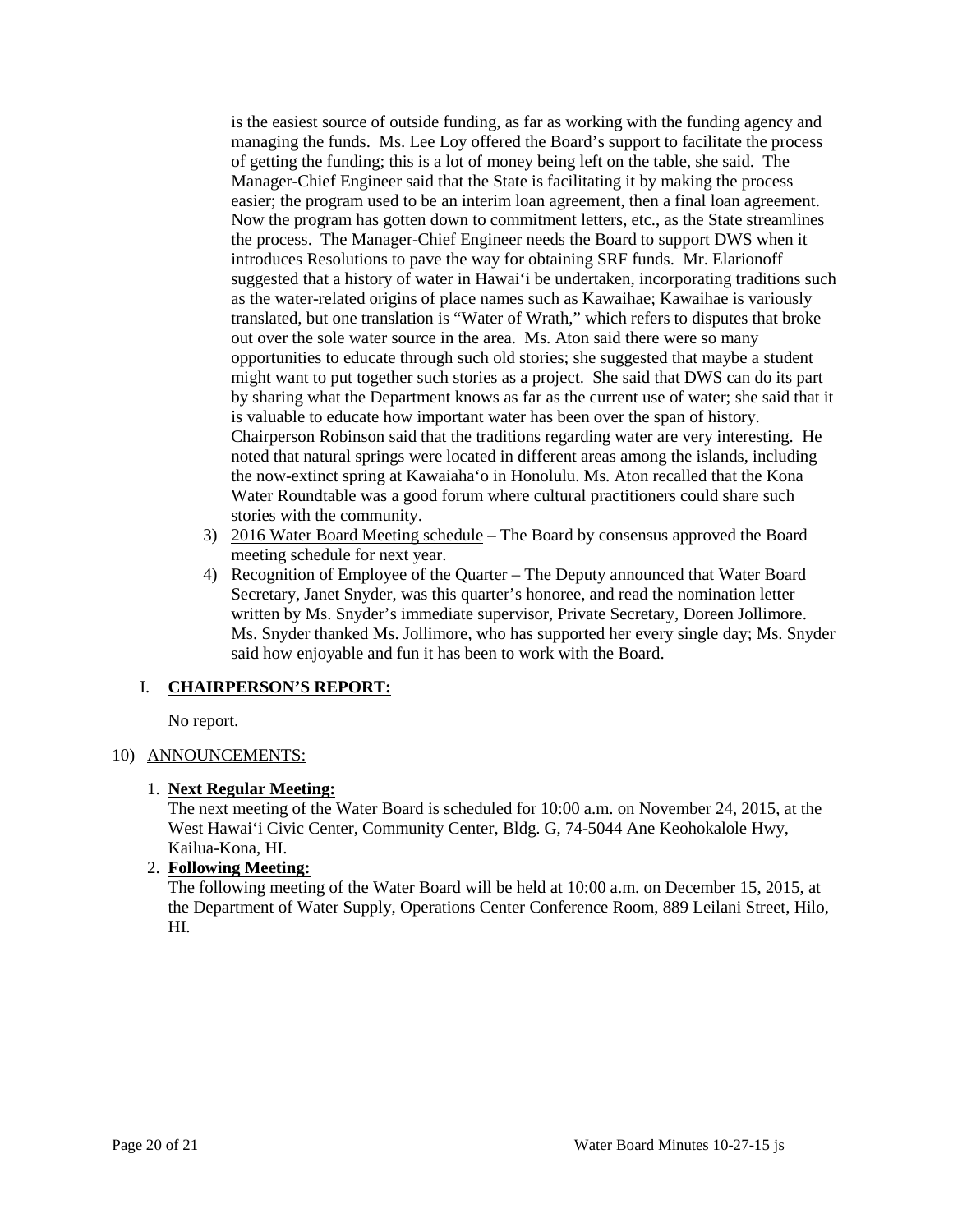is the easiest source of outside funding, as far as working with the funding agency and managing the funds. Ms. Lee Loy offered the Board's support to facilitate the process of getting the funding; this is a lot of money being left on the table, she said. The Manager-Chief Engineer said that the State is facilitating it by making the process easier; the program used to be an interim loan agreement, then a final loan agreement. Now the program has gotten down to commitment letters, etc., as the State streamlines the process. The Manager-Chief Engineer needs the Board to support DWS when it introduces Resolutions to pave the way for obtaining SRF funds. Mr. Elarionoff suggested that a history of water in Hawai'i be undertaken, incorporating traditions such as the water-related origins of place names such as Kawaihae; Kawaihae is variously translated, but one translation is "Water of Wrath," which refers to disputes that broke out over the sole water source in the area. Ms. Aton said there were so many opportunities to educate through such old stories; she suggested that maybe a student might want to put together such stories as a project. She said that DWS can do its part by sharing what the Department knows as far as the current use of water; she said that it is valuable to educate how important water has been over the span of history. Chairperson Robinson said that the traditions regarding water are very interesting. He noted that natural springs were located in different areas among the islands, including the now-extinct spring at Kawaiaha'o in Honolulu. Ms. Aton recalled that the Kona Water Roundtable was a good forum where cultural practitioners could share such stories with the community.

3) 2016 Water Board Meeting schedule – The Board by consensus approved the Board meeting schedule for next year.
4) Recognition of Employee of the Quarter – The Deputy announced that Water Board Secretary, Janet Snyder, was this quarter's honoree, and read the nomination letter written by Ms. Snyder's immediate supervisor, Private Secretary, Doreen Jollimore. Ms. Snyder thanked Ms. Jollimore, who has supported her every single day; Ms. Snyder said how enjoyable and fun it has been to work with the Board.

## I. **CHAIRPERSON'S REPORT:**

No report.

## 10) ANNOUNCEMENTS:

1. **Next Regular Meeting:**
   The next meeting of the Water Board is scheduled for 10:00 a.m. on November 24, 2015, at the West Hawai'i Civic Center, Community Center, Bldg. G, 74-5044 Ane Keohokalole Hwy, Kailua-Kona, HI.
2. **Following Meeting:**
   The following meeting of the Water Board will be held at 10:00 a.m. on December 15, 2015, at the Department of Water Supply, Operations Center Conference Room, 889 Leilani Street, Hilo, HI.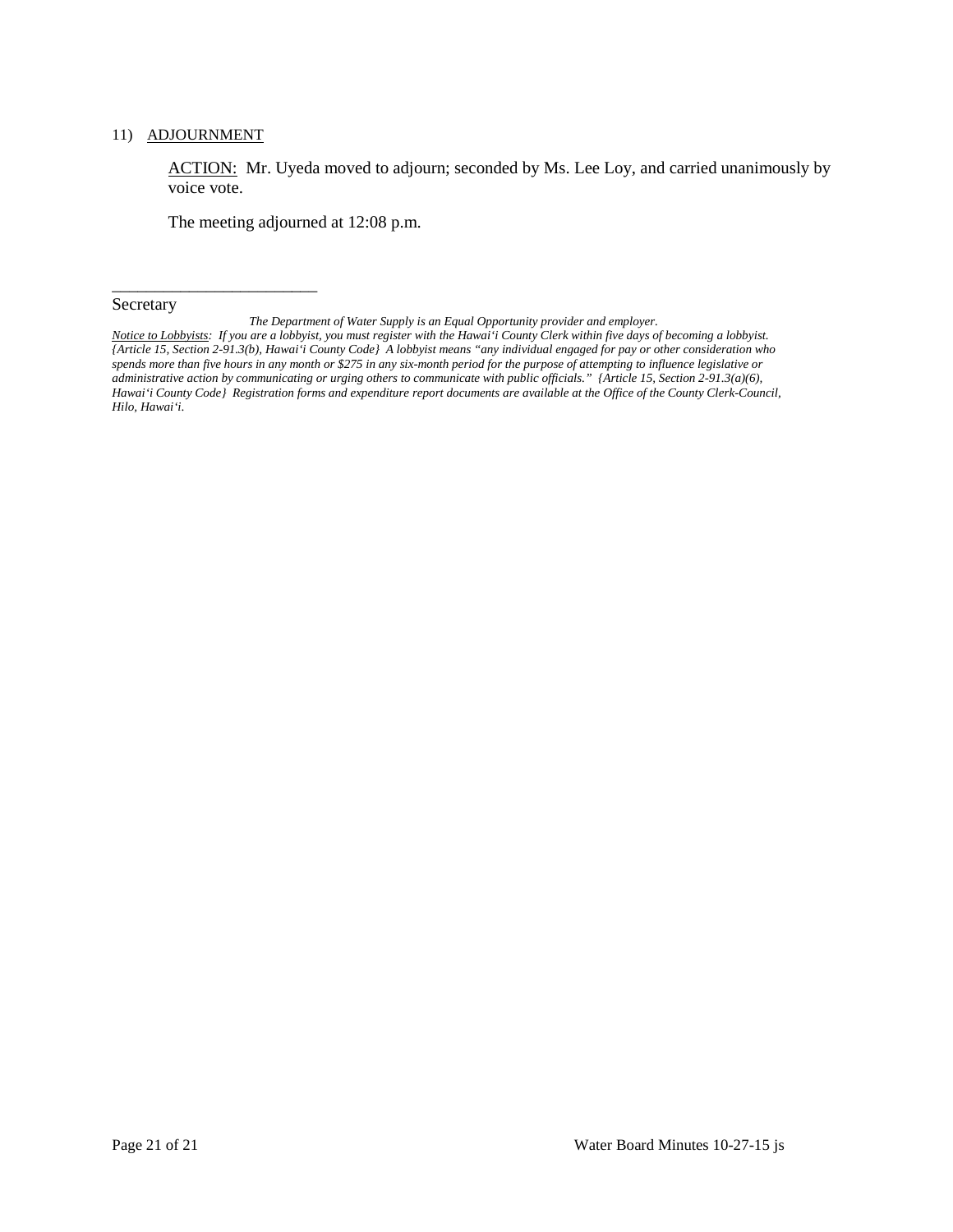11) ADJOURNMENT

ACTION: Mr. Uyeda moved to adjourn; seconded by Ms. Lee Loy, and carried unanimously by voice vote.

The meeting adjourned at 12:08 p.m.

\_\_\_\_\_\_\_\_\_\_\_\_\_\_\_\_\_\_\_\_\_\_\_\_\_

Secretary

*The Department of Water Supply is an Equal Opportunity provider and employer.*

*Notice to Lobbyists: If you are a lobbyist, you must register with the Hawai'i County Clerk within five days of becoming a lobbyist. {Article 15, Section 2-91.3(b), Hawai'i County Code} A lobbyist means "any individual engaged for pay or other consideration who spends more than five hours in any month or $275 in any six-month period for the purpose of attempting to influence legislative or administrative action by communicating or urging others to communicate with public officials." {Article 15, Section 2-91.3(a)(6), Hawai'i County Code} Registration forms and expenditure report documents are available at the Office of the County Clerk-Council, Hilo, Hawai'i.*